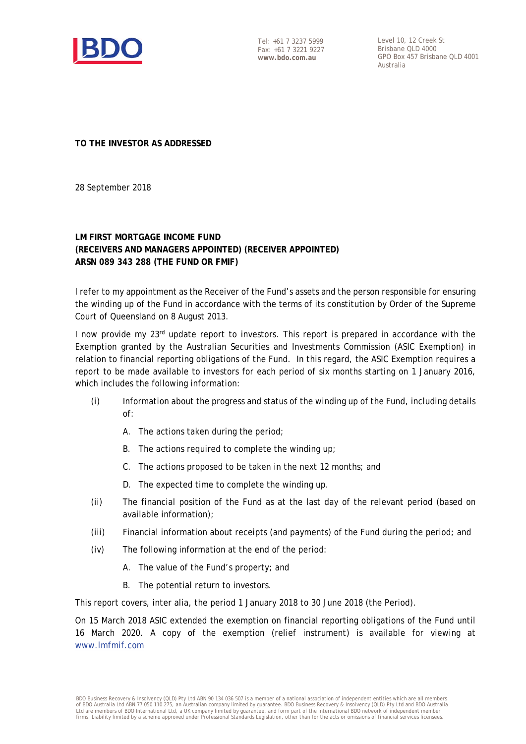Tel: +61 7 3237 5999
Fax: +61 7 3221 9227
**www.bdo.com.au**

Level 10, 12 Creek St
Brisbane QLD 4000
GPO Box 457 Brisbane QLD 4001
Australia

**TO THE INVESTOR AS ADDRESSED**

28 September 2018

**LM FIRST MORTGAGE INCOME FUND**
**(RECEIVERS AND MANAGERS APPOINTED) (RECEIVER APPOINTED)**
**ARSN 089 343 288 (THE FUND OR FMIF)**

I refer to my appointment as the Receiver of the Fund's assets and the person responsible for ensuring the winding up of the Fund in accordance with the terms of its constitution by Order of the Supreme Court of Queensland on 8 August 2013.

I now provide my 23rd update report to investors. This report is prepared in accordance with the Exemption granted by the Australian Securities and Investments Commission (ASIC Exemption) in relation to financial reporting obligations of the Fund. In this regard, the ASIC Exemption requires a report to be made available to investors for each period of six months starting on 1 January 2016, which includes the following information:

(i) Information about the progress and status of the winding up of the Fund, including details of:

   A. The actions taken during the period;

   B. The actions required to complete the winding up;

   C. The actions proposed to be taken in the next 12 months; and

   D. The expected time to complete the winding up.

(ii) The financial position of the Fund as at the last day of the relevant period (based on available information);

(iii) Financial information about receipts (and payments) of the Fund during the period; and

(iv) The following information at the end of the period:

   A. The value of the Fund's property; and

   B. The potential return to investors.

This report covers, inter alia, the period 1 January 2018 to 30 June 2018 (the Period).

On 15 March 2018 ASIC extended the exemption on financial reporting obligations of the Fund until 16 March 2020. A copy of the exemption (relief instrument) is available for viewing at www.lmfmif.com

BDO Business Recovery & Insolvency (QLD) Pty Ltd ABN 90 134 036 507 is a member of a national association of independent entities which are all members of BDO Australia Ltd ABN 77 050 110 275, an Australian company limited by guarantee. BDO Business Recovery & Insolvency (QLD) Pty Ltd and BDO Australia Ltd are members of BDO International Ltd, a UK company limited by guarantee, and form part of the international BDO network of independent member firms. Liability limited by a scheme approved under Professional Standards Legislation, other than for the acts or omissions of financial services licensees.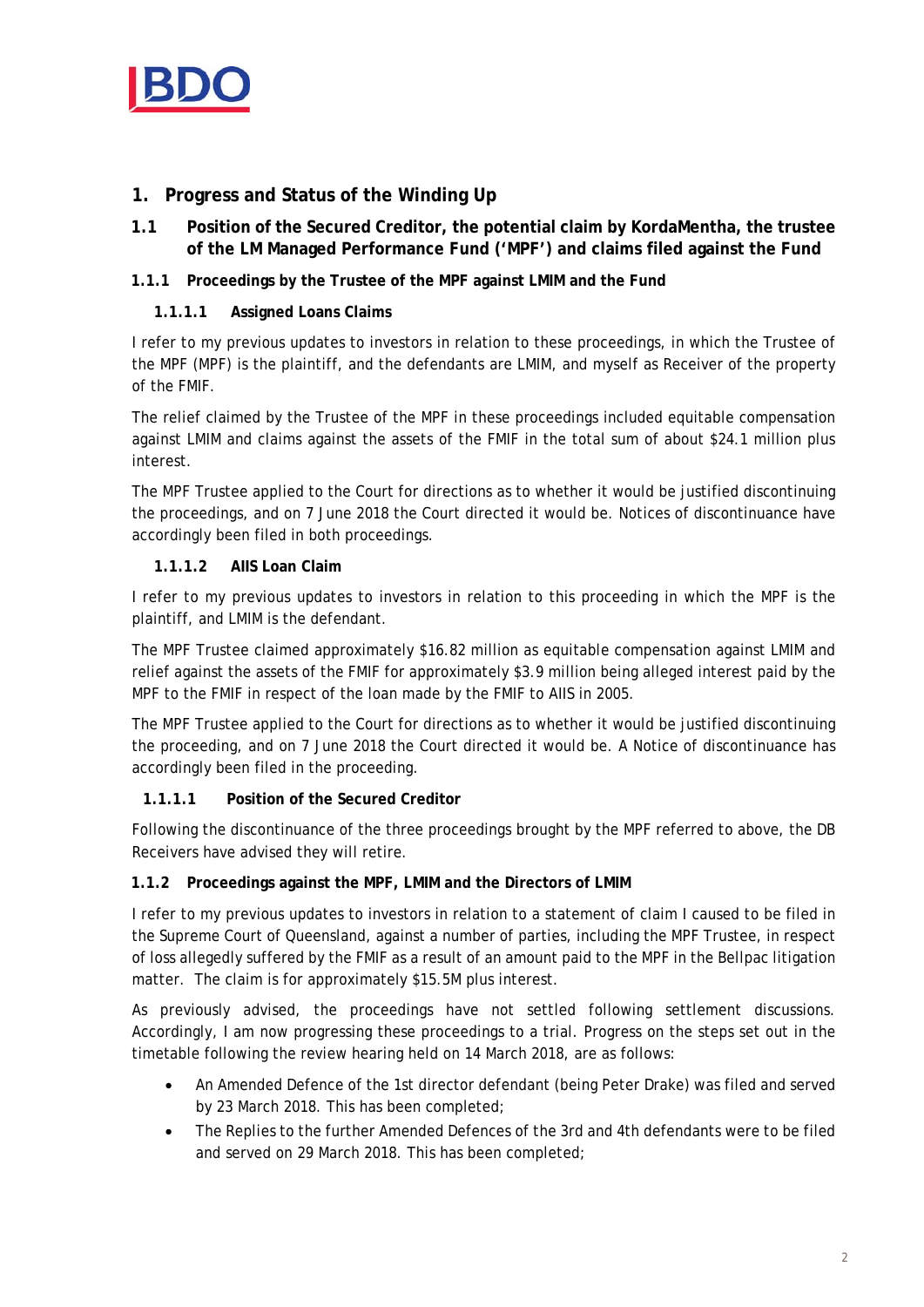# 1. Progress and Status of the Winding Up

## 1.1 Position of the Secured Creditor, the potential claim by KordaMentha, the trustee of the LM Managed Performance Fund ('MPF') and claims filed against the Fund

### 1.1.1 Proceedings by the Trustee of the MPF against LMIM and the Fund

#### 1.1.1.1 Assigned Loans Claims

I refer to my previous updates to investors in relation to these proceedings, in which the Trustee of the MPF (MPF) is the plaintiff, and the defendants are LMIM, and myself as Receiver of the property of the FMIF.

The relief claimed by the Trustee of the MPF in these proceedings included equitable compensation against LMIM and claims against the assets of the FMIF in the total sum of about $24.1 million plus interest.

The MPF Trustee applied to the Court for directions as to whether it would be justified discontinuing the proceedings, and on 7 June 2018 the Court directed it would be. Notices of discontinuance have accordingly been filed in both proceedings.

#### 1.1.1.2 AIIS Loan Claim

I refer to my previous updates to investors in relation to this proceeding in which the MPF is the plaintiff, and LMIM is the defendant.

The MPF Trustee claimed approximately $16.82 million as equitable compensation against LMIM and relief against the assets of the FMIF for approximately $3.9 million being alleged interest paid by the MPF to the FMIF in respect of the loan made by the FMIF to AIIS in 2005.

The MPF Trustee applied to the Court for directions as to whether it would be justified discontinuing the proceeding, and on 7 June 2018 the Court directed it would be. A Notice of discontinuance has accordingly been filed in the proceeding.

#### 1.1.1.1 Position of the Secured Creditor

Following the discontinuance of the three proceedings brought by the MPF referred to above, the DB Receivers have advised they will retire.

### 1.1.2 Proceedings against the MPF, LMIM and the Directors of LMIM

I refer to my previous updates to investors in relation to a statement of claim I caused to be filed in the Supreme Court of Queensland, against a number of parties, including the MPF Trustee, in respect of loss allegedly suffered by the FMIF as a result of an amount paid to the MPF in the Bellpac litigation matter. The claim is for approximately $15.5M plus interest.

As previously advised, the proceedings have not settled following settlement discussions. Accordingly, I am now progressing these proceedings to a trial. Progress on the steps set out in the timetable following the review hearing held on 14 March 2018, are as follows:

- An Amended Defence of the 1st director defendant (being Peter Drake) was filed and served by 23 March 2018. This has been completed;
- The Replies to the further Amended Defences of the 3rd and 4th defendants were to be filed and served on 29 March 2018. This has been completed;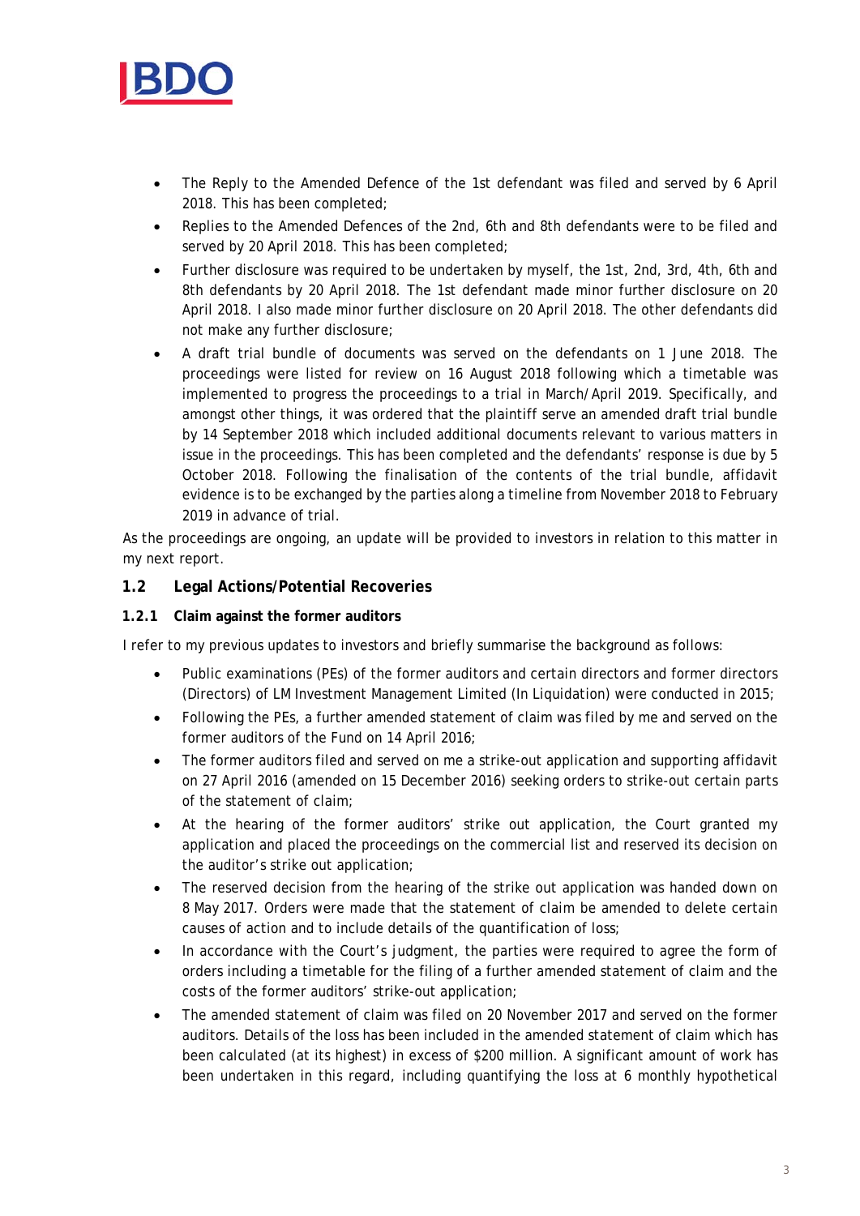- The Reply to the Amended Defence of the 1st defendant was filed and served by 6 April 2018. This has been completed;
- Replies to the Amended Defences of the 2nd, 6th and 8th defendants were to be filed and served by 20 April 2018. This has been completed;
- Further disclosure was required to be undertaken by myself, the 1st, 2nd, 3rd, 4th, 6th and 8th defendants by 20 April 2018. The 1st defendant made minor further disclosure on 20 April 2018. I also made minor further disclosure on 20 April 2018. The other defendants did not make any further disclosure;
- A draft trial bundle of documents was served on the defendants on 1 June 2018. The proceedings were listed for review on 16 August 2018 following which a timetable was implemented to progress the proceedings to a trial in March/April 2019. Specifically, and amongst other things, it was ordered that the plaintiff serve an amended draft trial bundle by 14 September 2018 which included additional documents relevant to various matters in issue in the proceedings. This has been completed and the defendants' response is due by 5 October 2018. Following the finalisation of the contents of the trial bundle, affidavit evidence is to be exchanged by the parties along a timeline from November 2018 to February 2019 in advance of trial.

As the proceedings are ongoing, an update will be provided to investors in relation to this matter in my next report.

## 1.2 Legal Actions/Potential Recoveries

### 1.2.1 Claim against the former auditors

I refer to my previous updates to investors and briefly summarise the background as follows:

- Public examinations (PEs) of the former auditors and certain directors and former directors (Directors) of LM Investment Management Limited (In Liquidation) were conducted in 2015;
- Following the PEs, a further amended statement of claim was filed by me and served on the former auditors of the Fund on 14 April 2016;
- The former auditors filed and served on me a strike-out application and supporting affidavit on 27 April 2016 (amended on 15 December 2016) seeking orders to strike-out certain parts of the statement of claim;
- At the hearing of the former auditors' strike out application, the Court granted my application and placed the proceedings on the commercial list and reserved its decision on the auditor's strike out application;
- The reserved decision from the hearing of the strike out application was handed down on 8 May 2017. Orders were made that the statement of claim be amended to delete certain causes of action and to include details of the quantification of loss;
- In accordance with the Court's judgment, the parties were required to agree the form of orders including a timetable for the filing of a further amended statement of claim and the costs of the former auditors' strike-out application;
- The amended statement of claim was filed on 20 November 2017 and served on the former auditors. Details of the loss has been included in the amended statement of claim which has been calculated (at its highest) in excess of $200 million. A significant amount of work has been undertaken in this regard, including quantifying the loss at 6 monthly hypothetical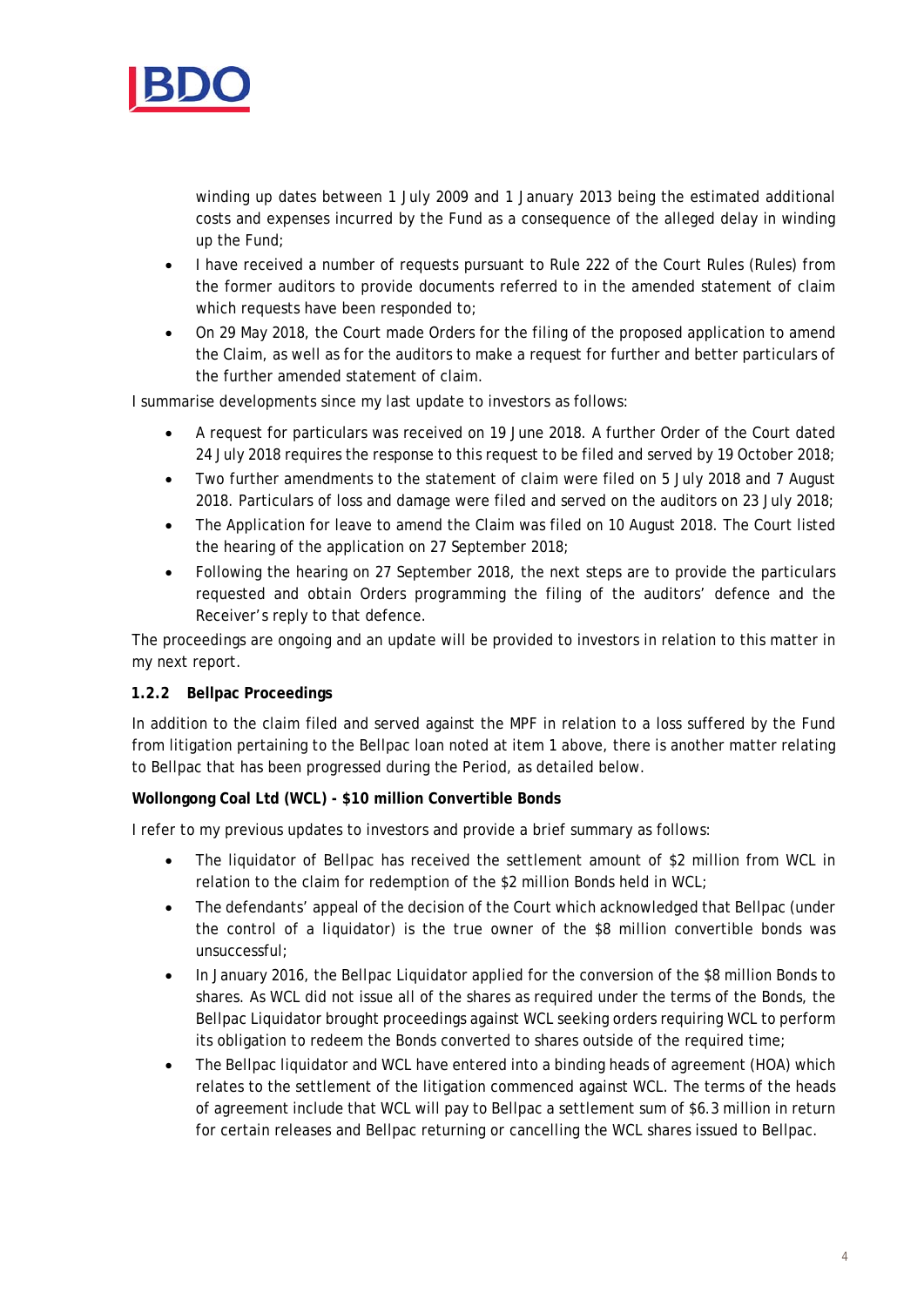winding up dates between 1 July 2009 and 1 January 2013 being the estimated additional costs and expenses incurred by the Fund as a consequence of the alleged delay in winding up the Fund;

- I have received a number of requests pursuant to Rule 222 of the Court Rules (Rules) from the former auditors to provide documents referred to in the amended statement of claim which requests have been responded to;
- On 29 May 2018, the Court made Orders for the filing of the proposed application to amend the Claim, as well as for the auditors to make a request for further and better particulars of the further amended statement of claim.

I summarise developments since my last update to investors as follows:

- A request for particulars was received on 19 June 2018. A further Order of the Court dated 24 July 2018 requires the response to this request to be filed and served by 19 October 2018;
- Two further amendments to the statement of claim were filed on 5 July 2018 and 7 August 2018. Particulars of loss and damage were filed and served on the auditors on 23 July 2018;
- The Application for leave to amend the Claim was filed on 10 August 2018. The Court listed the hearing of the application on 27 September 2018;
- Following the hearing on 27 September 2018, the next steps are to provide the particulars requested and obtain Orders programming the filing of the auditors' defence and the Receiver's reply to that defence.

The proceedings are ongoing and an update will be provided to investors in relation to this matter in my next report.

### 1.2.2 Bellpac Proceedings

In addition to the claim filed and served against the MPF in relation to a loss suffered by the Fund from litigation pertaining to the Bellpac loan noted at item 1 above, there is another matter relating to Bellpac that has been progressed during the Period, as detailed below.

**Wollongong Coal Ltd (WCL) - $10 million Convertible Bonds**

I refer to my previous updates to investors and provide a brief summary as follows:

- The liquidator of Bellpac has received the settlement amount of $2 million from WCL in relation to the claim for redemption of the $2 million Bonds held in WCL;
- The defendants' appeal of the decision of the Court which acknowledged that Bellpac (under the control of a liquidator) is the true owner of the $8 million convertible bonds was unsuccessful;
- In January 2016, the Bellpac Liquidator applied for the conversion of the $8 million Bonds to shares. As WCL did not issue all of the shares as required under the terms of the Bonds, the Bellpac Liquidator brought proceedings against WCL seeking orders requiring WCL to perform its obligation to redeem the Bonds converted to shares outside of the required time;
- The Bellpac liquidator and WCL have entered into a binding heads of agreement (HOA) which relates to the settlement of the litigation commenced against WCL. The terms of the heads of agreement include that WCL will pay to Bellpac a settlement sum of $6.3 million in return for certain releases and Bellpac returning or cancelling the WCL shares issued to Bellpac.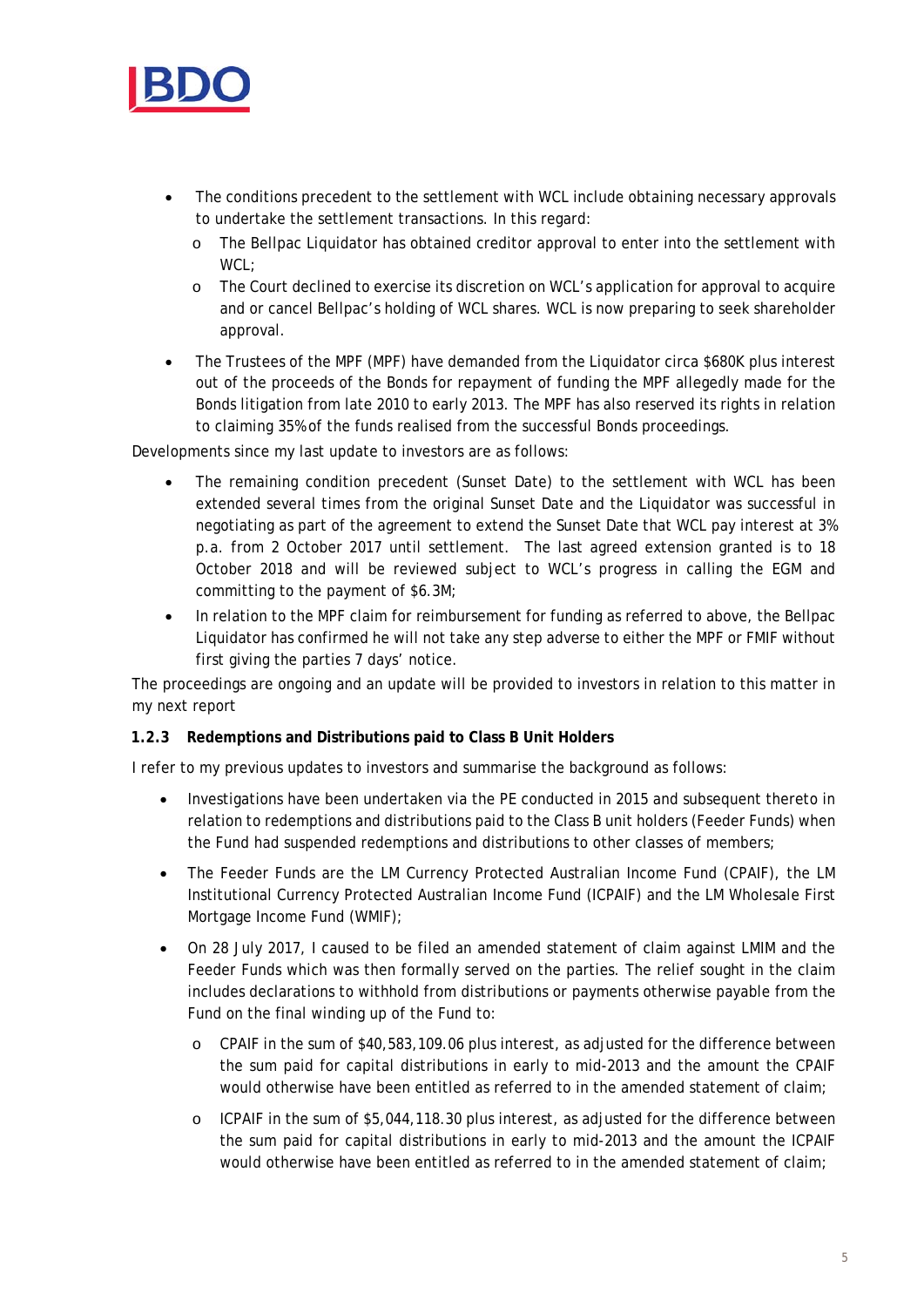- The conditions precedent to the settlement with WCL include obtaining necessary approvals to undertake the settlement transactions. In this regard:
  - The Bellpac Liquidator has obtained creditor approval to enter into the settlement with WCL;
  - The Court declined to exercise its discretion on WCL's application for approval to acquire and or cancel Bellpac's holding of WCL shares. WCL is now preparing to seek shareholder approval.
- The Trustees of the MPF (MPF) have demanded from the Liquidator circa $680K plus interest out of the proceeds of the Bonds for repayment of funding the MPF allegedly made for the Bonds litigation from late 2010 to early 2013. The MPF has also reserved its rights in relation to claiming 35% of the funds realised from the successful Bonds proceedings.

Developments since my last update to investors are as follows:

- The remaining condition precedent (Sunset Date) to the settlement with WCL has been extended several times from the original Sunset Date and the Liquidator was successful in negotiating as part of the agreement to extend the Sunset Date that WCL pay interest at 3% p.a. from 2 October 2017 until settlement. The last agreed extension granted is to 18 October 2018 and will be reviewed subject to WCL's progress in calling the EGM and committing to the payment of $6.3M;
- In relation to the MPF claim for reimbursement for funding as referred to above, the Bellpac Liquidator has confirmed he will not take any step adverse to either the MPF or FMIF without first giving the parties 7 days' notice.

The proceedings are ongoing and an update will be provided to investors in relation to this matter in my next report

### 1.2.3 Redemptions and Distributions paid to Class B Unit Holders

I refer to my previous updates to investors and summarise the background as follows:

- Investigations have been undertaken via the PE conducted in 2015 and subsequent thereto in relation to redemptions and distributions paid to the Class B unit holders (Feeder Funds) when the Fund had suspended redemptions and distributions to other classes of members;
- The Feeder Funds are the LM Currency Protected Australian Income Fund (CPAIF), the LM Institutional Currency Protected Australian Income Fund (ICPAIF) and the LM Wholesale First Mortgage Income Fund (WMIF);
- On 28 July 2017, I caused to be filed an amended statement of claim against LMIM and the Feeder Funds which was then formally served on the parties. The relief sought in the claim includes declarations to withhold from distributions or payments otherwise payable from the Fund on the final winding up of the Fund to:
  - CPAIF in the sum of $40,583,109.06 plus interest, as adjusted for the difference between the sum paid for capital distributions in early to mid-2013 and the amount the CPAIF would otherwise have been entitled as referred to in the amended statement of claim;
  - ICPAIF in the sum of $5,044,118.30 plus interest, as adjusted for the difference between the sum paid for capital distributions in early to mid-2013 and the amount the ICPAIF would otherwise have been entitled as referred to in the amended statement of claim;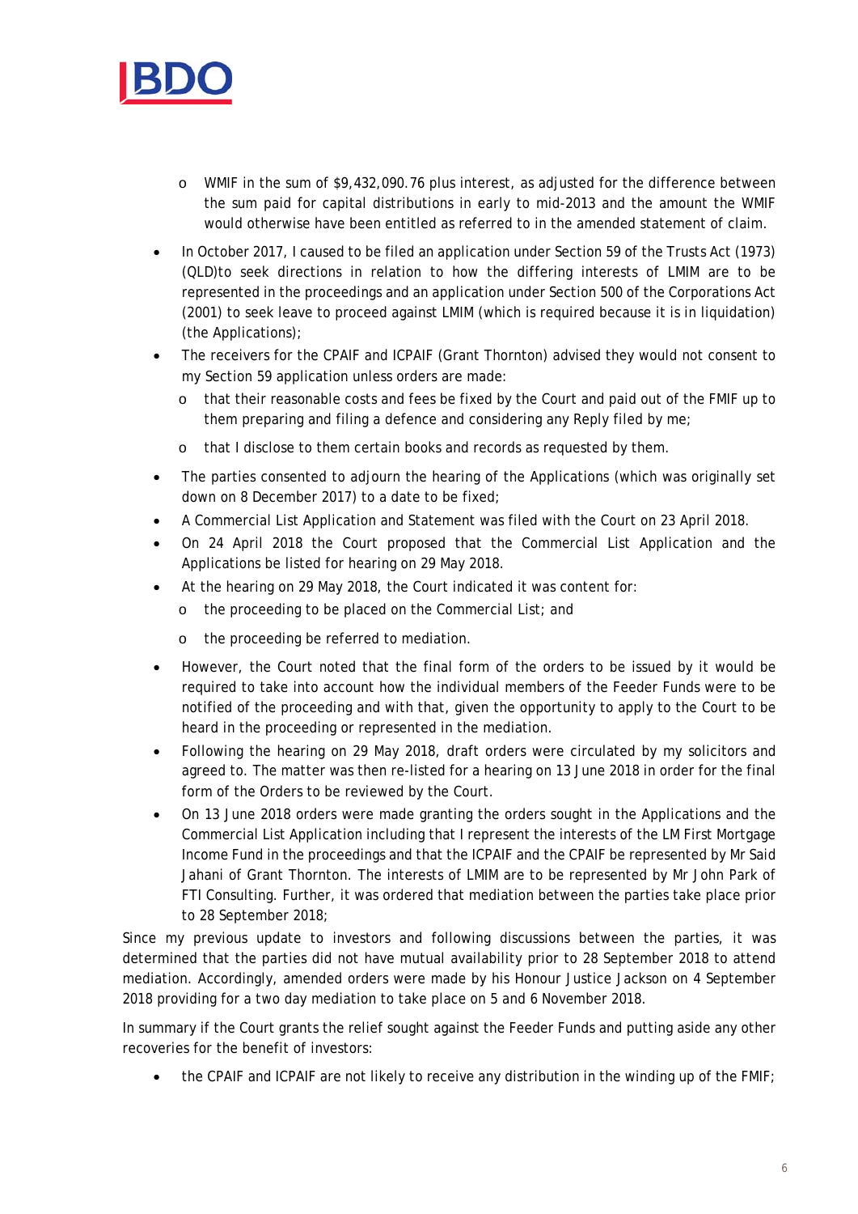- WMIF in the sum of $9,432,090.76 plus interest, as adjusted for the difference between the sum paid for capital distributions in early to mid-2013 and the amount the WMIF would otherwise have been entitled as referred to in the amended statement of claim.

- In October 2017, I caused to be filed an application under Section 59 of the Trusts Act (1973) (QLD)to seek directions in relation to how the differing interests of LMIM are to be represented in the proceedings and an application under Section 500 of the Corporations Act (2001) to seek leave to proceed against LMIM (which is required because it is in liquidation) (the Applications);
- The receivers for the CPAIF and ICPAIF (Grant Thornton) advised they would not consent to my Section 59 application unless orders are made:
    - that their reasonable costs and fees be fixed by the Court and paid out of the FMIF up to them preparing and filing a defence and considering any Reply filed by me;
    - that I disclose to them certain books and records as requested by them.
- The parties consented to adjourn the hearing of the Applications (which was originally set down on 8 December 2017) to a date to be fixed;
- A Commercial List Application and Statement was filed with the Court on 23 April 2018.
- On 24 April 2018 the Court proposed that the Commercial List Application and the Applications be listed for hearing on 29 May 2018.
- At the hearing on 29 May 2018, the Court indicated it was content for:
    - the proceeding to be placed on the Commercial List; and
    - the proceeding be referred to mediation.
- However, the Court noted that the final form of the orders to be issued by it would be required to take into account how the individual members of the Feeder Funds were to be notified of the proceeding and with that, given the opportunity to apply to the Court to be heard in the proceeding or represented in the mediation.
- Following the hearing on 29 May 2018, draft orders were circulated by my solicitors and agreed to. The matter was then re-listed for a hearing on 13 June 2018 in order for the final form of the Orders to be reviewed by the Court.
- On 13 June 2018 orders were made granting the orders sought in the Applications and the Commercial List Application including that I represent the interests of the LM First Mortgage Income Fund in the proceedings and that the ICPAIF and the CPAIF be represented by Mr Said Jahani of Grant Thornton. The interests of LMIM are to be represented by Mr John Park of FTI Consulting. Further, it was ordered that mediation between the parties take place prior to 28 September 2018;

Since my previous update to investors and following discussions between the parties, it was determined that the parties did not have mutual availability prior to 28 September 2018 to attend mediation. Accordingly, amended orders were made by his Honour Justice Jackson on 4 September 2018 providing for a two day mediation to take place on 5 and 6 November 2018.

In summary if the Court grants the relief sought against the Feeder Funds and putting aside any other recoveries for the benefit of investors:

- the CPAIF and ICPAIF are not likely to receive any distribution in the winding up of the FMIF;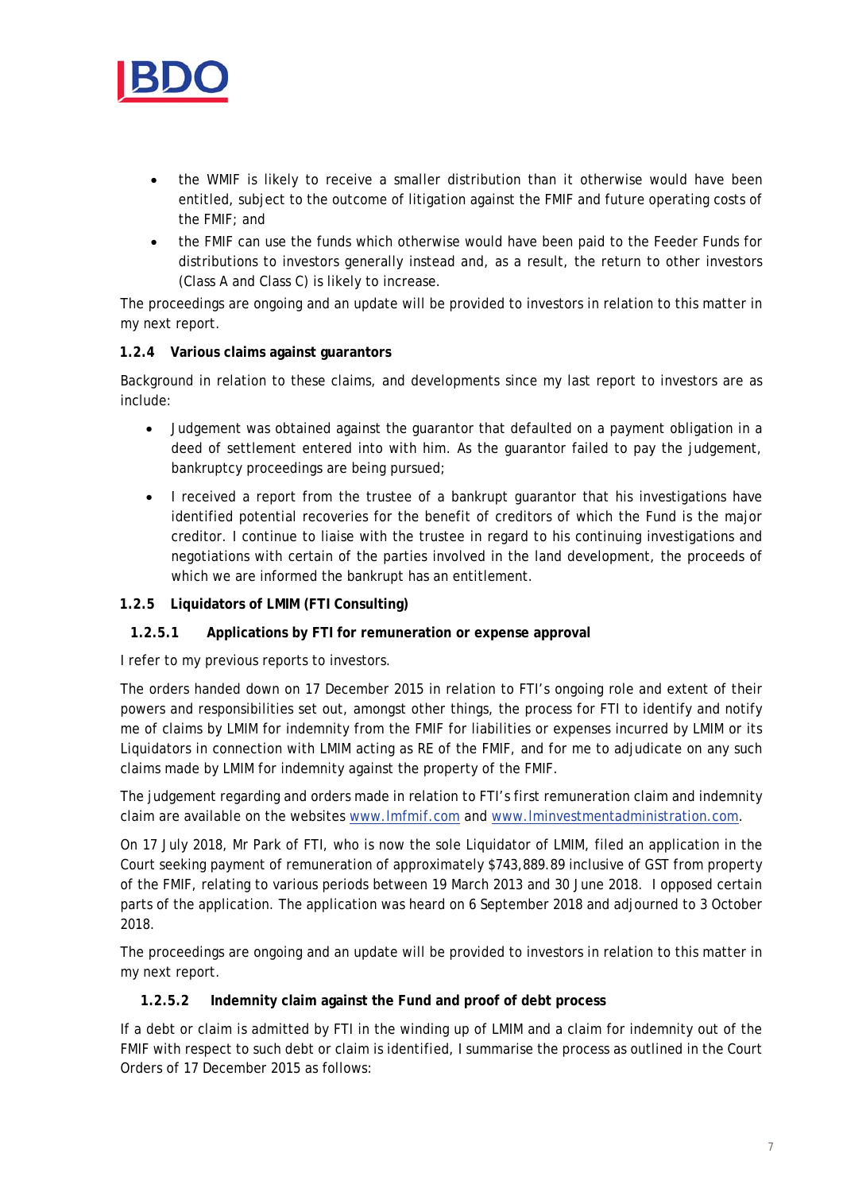- the WMIF is likely to receive a smaller distribution than it otherwise would have been entitled, subject to the outcome of litigation against the FMIF and future operating costs of the FMIF; and
- the FMIF can use the funds which otherwise would have been paid to the Feeder Funds for distributions to investors generally instead and, as a result, the return to other investors (Class A and Class C) is likely to increase.

The proceedings are ongoing and an update will be provided to investors in relation to this matter in my next report.

**1.2.4 Various claims against guarantors**

Background in relation to these claims, and developments since my last report to investors are as include:

- Judgement was obtained against the guarantor that defaulted on a payment obligation in a deed of settlement entered into with him. As the guarantor failed to pay the judgement, bankruptcy proceedings are being pursued;
- I received a report from the trustee of a bankrupt guarantor that his investigations have identified potential recoveries for the benefit of creditors of which the Fund is the major creditor. I continue to liaise with the trustee in regard to his continuing investigations and negotiations with certain of the parties involved in the land development, the proceeds of which we are informed the bankrupt has an entitlement.

**1.2.5 Liquidators of LMIM (FTI Consulting)**

**1.2.5.1 Applications by FTI for remuneration or expense approval**

I refer to my previous reports to investors.

The orders handed down on 17 December 2015 in relation to FTI's ongoing role and extent of their powers and responsibilities set out, amongst other things, the process for FTI to identify and notify me of claims by LMIM for indemnity from the FMIF for liabilities or expenses incurred by LMIM or its Liquidators in connection with LMIM acting as RE of the FMIF, and for me to adjudicate on any such claims made by LMIM for indemnity against the property of the FMIF.

The judgement regarding and orders made in relation to FTI's first remuneration claim and indemnity claim are available on the websites www.lmfmif.com and www.lminvestmentadministration.com.

On 17 July 2018, Mr Park of FTI, who is now the sole Liquidator of LMIM, filed an application in the Court seeking payment of remuneration of approximately $743,889.89 inclusive of GST from property of the FMIF, relating to various periods between 19 March 2013 and 30 June 2018. I opposed certain parts of the application. The application was heard on 6 September 2018 and adjourned to 3 October 2018.

The proceedings are ongoing and an update will be provided to investors in relation to this matter in my next report.

**1.2.5.2 Indemnity claim against the Fund and proof of debt process**

If a debt or claim is admitted by FTI in the winding up of LMIM and a claim for indemnity out of the FMIF with respect to such debt or claim is identified, I summarise the process as outlined in the Court Orders of 17 December 2015 as follows: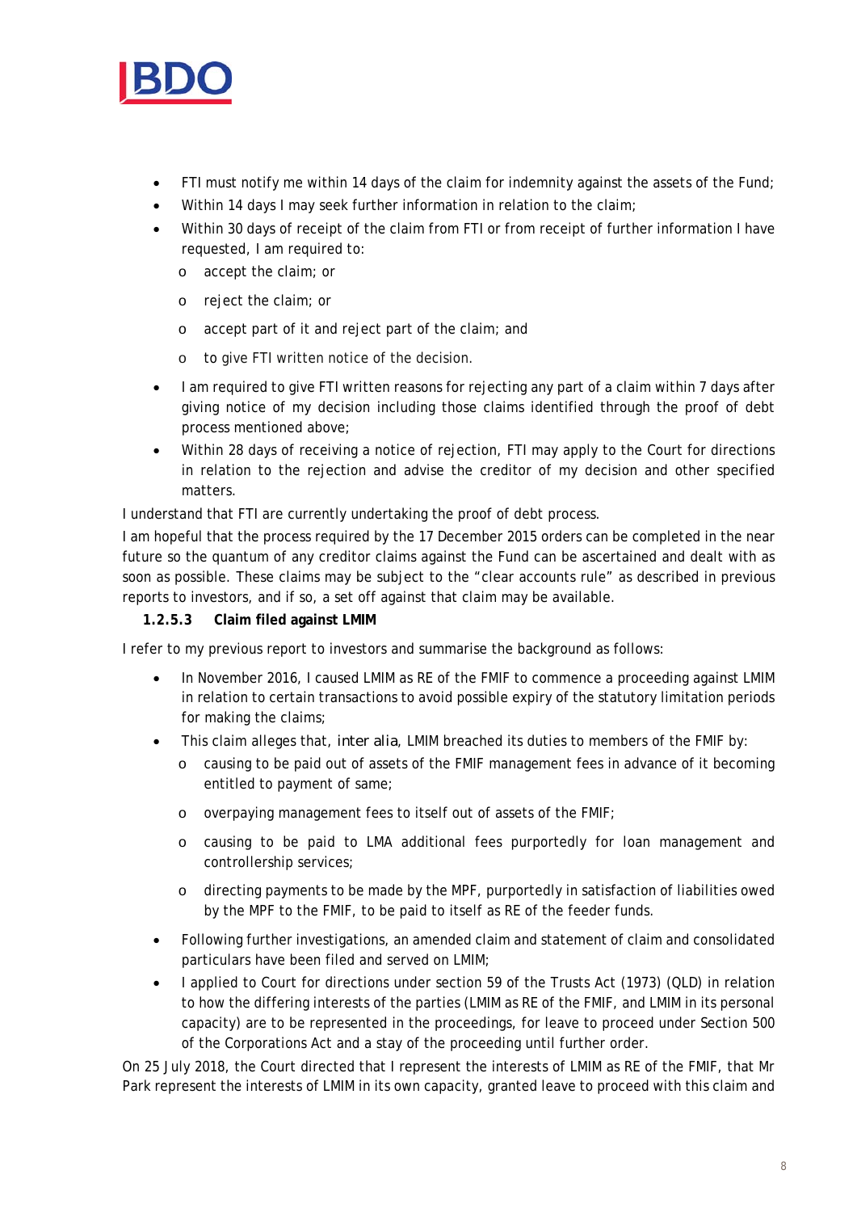- FTI must notify me within 14 days of the claim for indemnity against the assets of the Fund;
- Within 14 days I may seek further information in relation to the claim;
- Within 30 days of receipt of the claim from FTI or from receipt of further information I have requested, I am required to:
  - accept the claim; or
  - reject the claim; or
  - accept part of it and reject part of the claim; and
  - to give FTI written notice of the decision.
- I am required to give FTI written reasons for rejecting any part of a claim within 7 days after giving notice of my decision including those claims identified through the proof of debt process mentioned above;
- Within 28 days of receiving a notice of rejection, FTI may apply to the Court for directions in relation to the rejection and advise the creditor of my decision and other specified matters.

I understand that FTI are currently undertaking the proof of debt process.

I am hopeful that the process required by the 17 December 2015 orders can be completed in the near future so the quantum of any creditor claims against the Fund can be ascertained and dealt with as soon as possible. These claims may be subject to the "clear accounts rule" as described in previous reports to investors, and if so, a set off against that claim may be available.

#### 1.2.5.3 Claim filed against LMIM

I refer to my previous report to investors and summarise the background as follows:

- In November 2016, I caused LMIM as RE of the FMIF to commence a proceeding against LMIM in relation to certain transactions to avoid possible expiry of the statutory limitation periods for making the claims;
- This claim alleges that, *inter alia*, LMIM breached its duties to members of the FMIF by:
  - causing to be paid out of assets of the FMIF management fees in advance of it becoming entitled to payment of same;
  - overpaying management fees to itself out of assets of the FMIF;
  - causing to be paid to LMA additional fees purportedly for loan management and controllership services;
  - directing payments to be made by the MPF, purportedly in satisfaction of liabilities owed by the MPF to the FMIF, to be paid to itself as RE of the feeder funds.
- Following further investigations, an amended claim and statement of claim and consolidated particulars have been filed and served on LMIM;
- I applied to Court for directions under section 59 of the Trusts Act (1973) (QLD) in relation to how the differing interests of the parties (LMIM as RE of the FMIF, and LMIM in its personal capacity) are to be represented in the proceedings, for leave to proceed under Section 500 of the Corporations Act and a stay of the proceeding until further order.

On 25 July 2018, the Court directed that I represent the interests of LMIM as RE of the FMIF, that Mr Park represent the interests of LMIM in its own capacity, granted leave to proceed with this claim and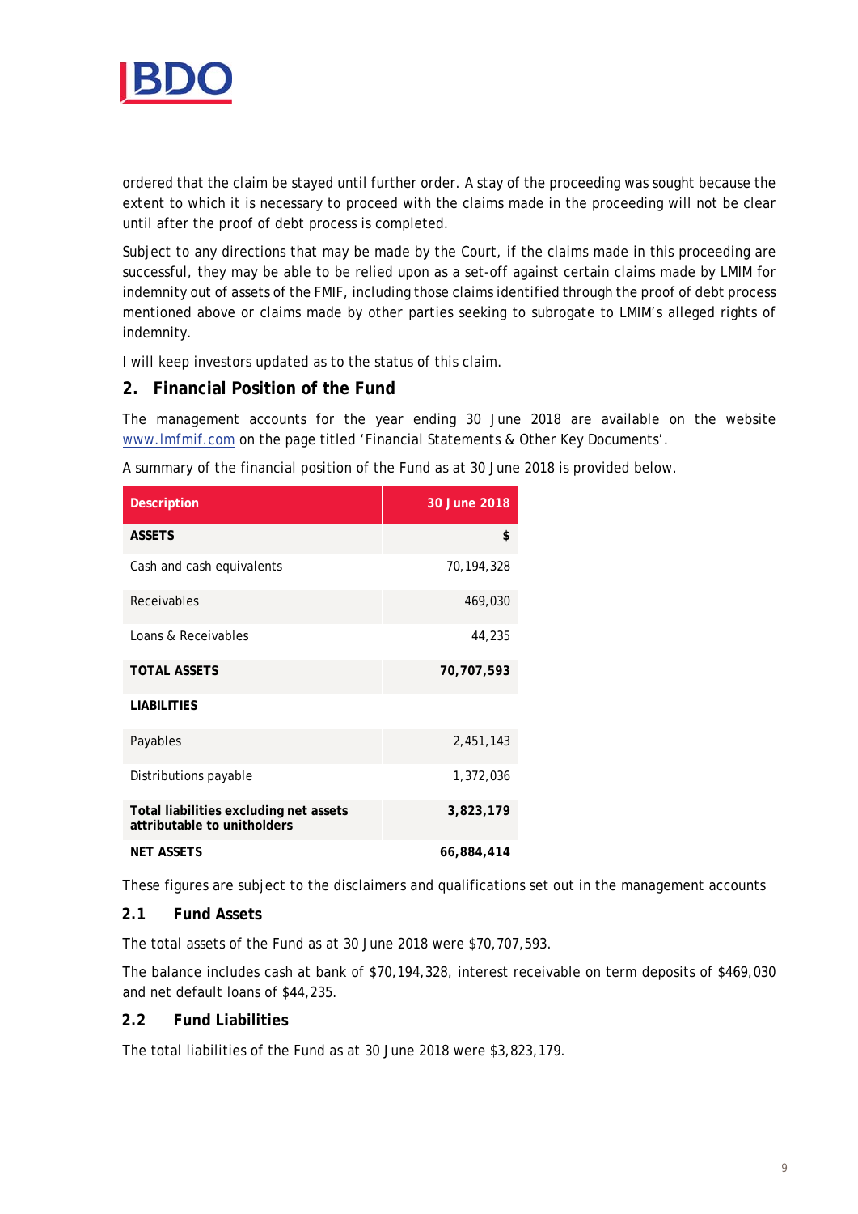ordered that the claim be stayed until further order. A stay of the proceeding was sought because the extent to which it is necessary to proceed with the claims made in the proceeding will not be clear until after the proof of debt process is completed.

Subject to any directions that may be made by the Court, if the claims made in this proceeding are successful, they may be able to be relied upon as a set-off against certain claims made by LMIM for indemnity out of assets of the FMIF, including those claims identified through the proof of debt process mentioned above or claims made by other parties seeking to subrogate to LMIM's alleged rights of indemnity.

I will keep investors updated as to the status of this claim.

## 2. Financial Position of the Fund

The management accounts for the year ending 30 June 2018 are available on the website www.lmfmif.com on the page titled 'Financial Statements & Other Key Documents'.

A summary of the financial position of the Fund as at 30 June 2018 is provided below.

| Description | 30 June 2018 |
|---|---|
| **ASSETS** | **$** |
| Cash and cash equivalents | 70,194,328 |
| Receivables | 469,030 |
| Loans & Receivables | 44,235 |
| **TOTAL ASSETS** | **70,707,593** |
| **LIABILITIES** | |
| Payables | 2,451,143 |
| Distributions payable | 1,372,036 |
| **Total liabilities excluding net assets attributable to unitholders** | **3,823,179** |
| **NET ASSETS** | **66,884,414** |

These figures are subject to the disclaimers and qualifications set out in the management accounts

### 2.1 Fund Assets

The total assets of the Fund as at 30 June 2018 were $70,707,593.

The balance includes cash at bank of $70,194,328, interest receivable on term deposits of $469,030 and net default loans of $44,235.

### 2.2 Fund Liabilities

The total liabilities of the Fund as at 30 June 2018 were $3,823,179.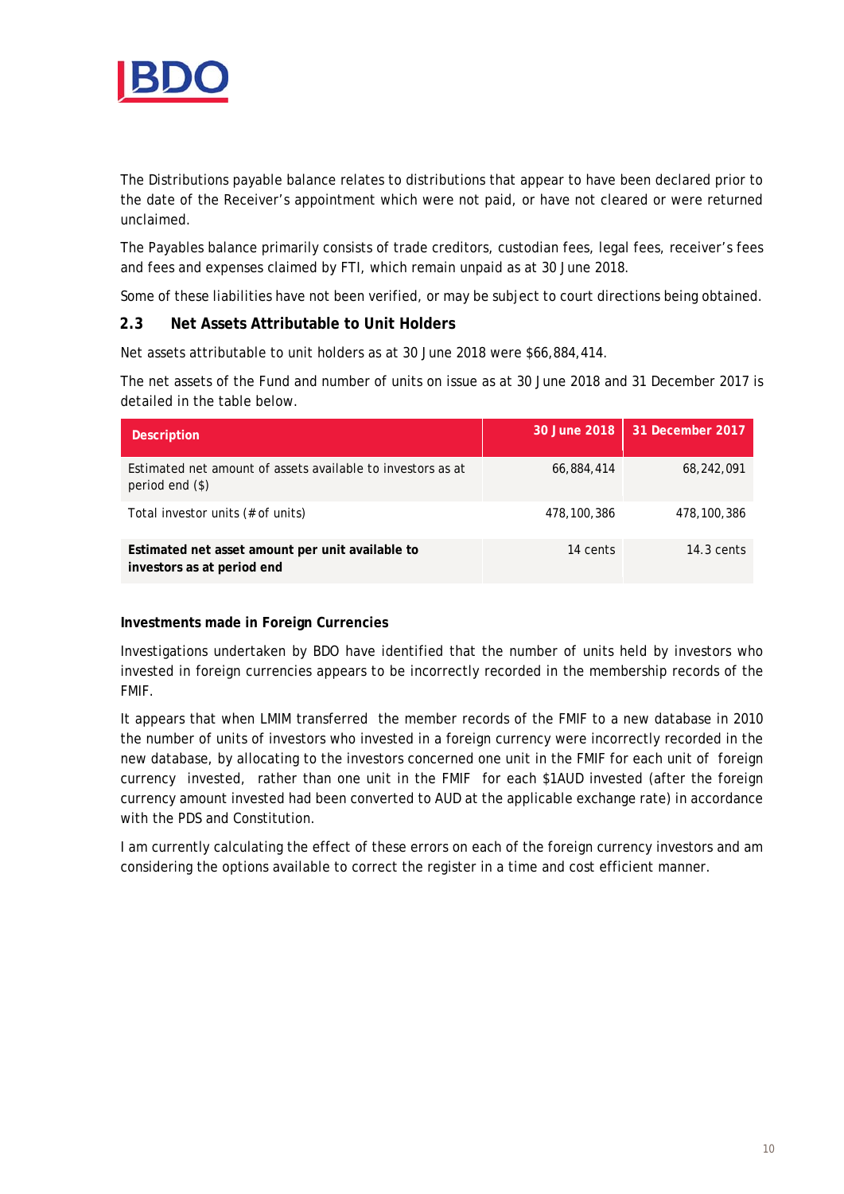The Distributions payable balance relates to distributions that appear to have been declared prior to the date of the Receiver's appointment which were not paid, or have not cleared or were returned unclaimed.

The Payables balance primarily consists of trade creditors, custodian fees, legal fees, receiver's fees and fees and expenses claimed by FTI, which remain unpaid as at 30 June 2018.

Some of these liabilities have not been verified, or may be subject to court directions being obtained.

## 2.3 Net Assets Attributable to Unit Holders

Net assets attributable to unit holders as at 30 June 2018 were $66,884,414.

The net assets of the Fund and number of units on issue as at 30 June 2018 and 31 December 2017 is detailed in the table below.

| Description | 30 June 2018 | 31 December 2017 |
|---|---|---|
| Estimated net amount of assets available to investors as at period end ($) | 66,884,414 | 68,242,091 |
| Total investor units (# of units) | 478,100,386 | 478,100,386 |
| **Estimated net asset amount per unit available to investors as at period end** | 14 cents | 14.3 cents |

**Investments made in Foreign Currencies**

Investigations undertaken by BDO have identified that the number of units held by investors who invested in foreign currencies appears to be incorrectly recorded in the membership records of the FMIF.

It appears that when LMIM transferred the member records of the FMIF to a new database in 2010 the number of units of investors who invested in a foreign currency were incorrectly recorded in the new database, by allocating to the investors concerned one unit in the FMIF for each unit of foreign currency invested, rather than one unit in the FMIF for each $1AUD invested (after the foreign currency amount invested had been converted to AUD at the applicable exchange rate) in accordance with the PDS and Constitution.

I am currently calculating the effect of these errors on each of the foreign currency investors and am considering the options available to correct the register in a time and cost efficient manner.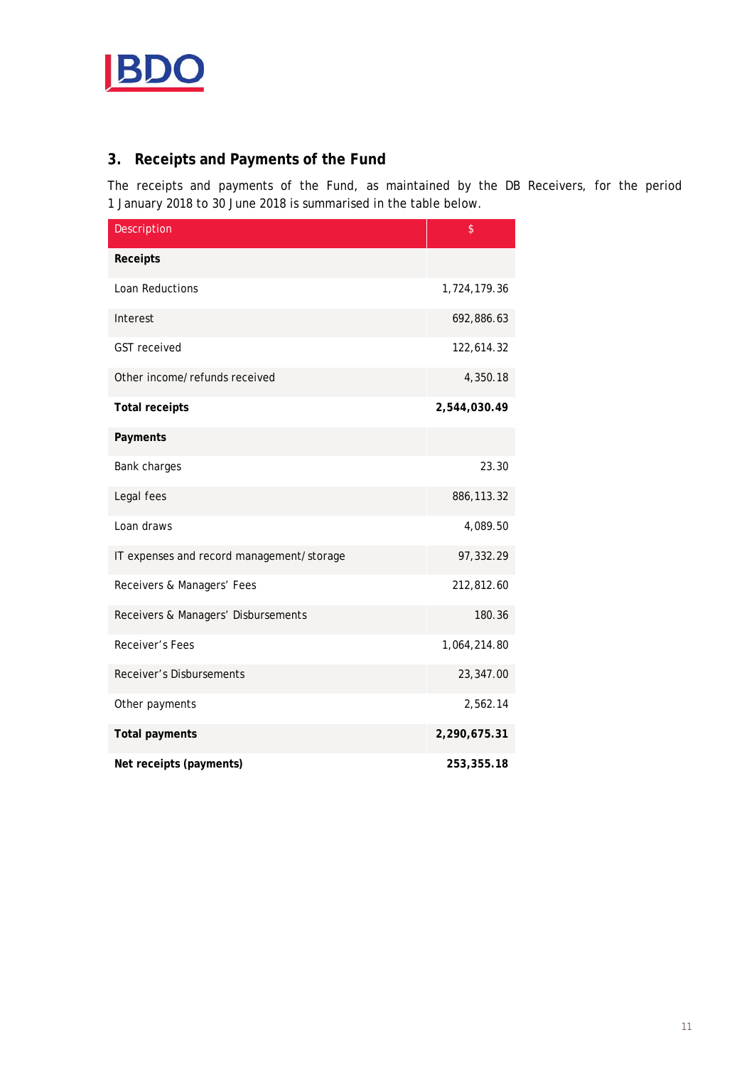## 3. Receipts and Payments of the Fund

The receipts and payments of the Fund, as maintained by the DB Receivers, for the period 1 January 2018 to 30 June 2018 is summarised in the table below.

| Description | $ |
|---|---|
| **Receipts** | |
| Loan Reductions | 1,724,179.36 |
| Interest | 692,886.63 |
| GST received | 122,614.32 |
| Other income/refunds received | 4,350.18 |
| **Total receipts** | **2,544,030.49** |
| **Payments** | |
| Bank charges | 23.30 |
| Legal fees | 886,113.32 |
| Loan draws | 4,089.50 |
| IT expenses and record management/storage | 97,332.29 |
| Receivers & Managers' Fees | 212,812.60 |
| Receivers & Managers' Disbursements | 180.36 |
| Receiver's Fees | 1,064,214.80 |
| Receiver's Disbursements | 23,347.00 |
| Other payments | 2,562.14 |
| **Total payments** | **2,290,675.31** |
| **Net receipts (payments)** | **253,355.18** |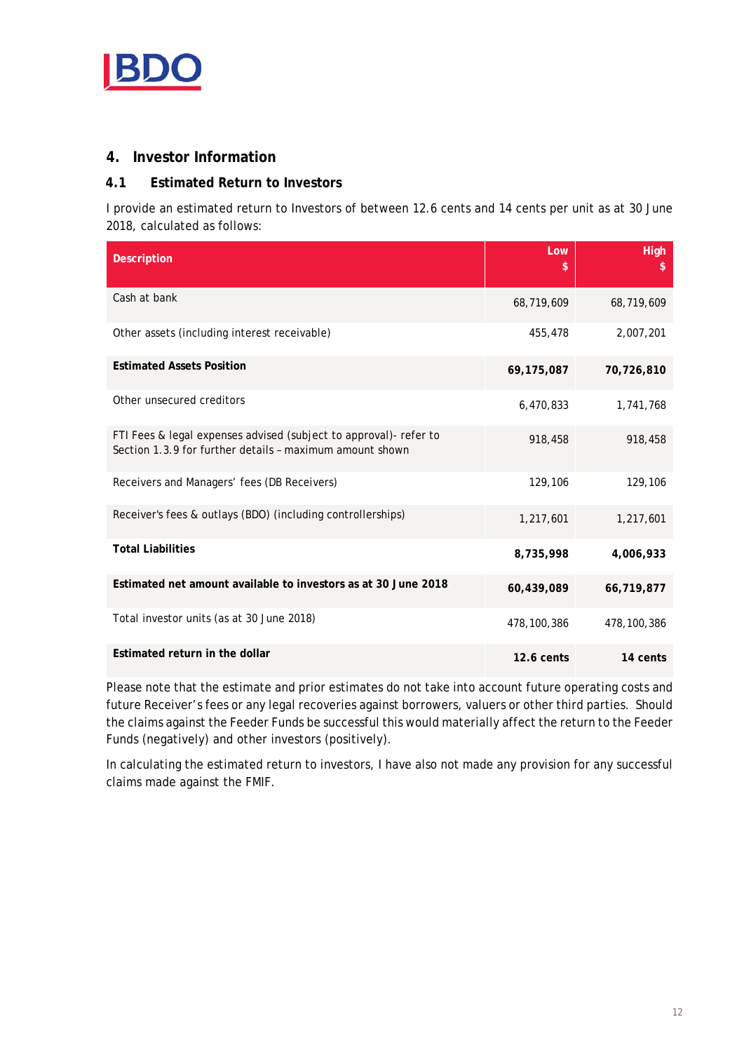## 4. Investor Information

### 4.1 Estimated Return to Investors

I provide an estimated return to Investors of between 12.6 cents and 14 cents per unit as at 30 June 2018, calculated as follows:

| Description | Low<br>$ | High<br>$ |
|---|---|---|
| Cash at bank | 68,719,609 | 68,719,609 |
| Other assets (including interest receivable) | 455,478 | 2,007,201 |
| **Estimated Assets Position** | **69,175,087** | **70,726,810** |
| Other unsecured creditors | 6,470,833 | 1,741,768 |
| FTI Fees & legal expenses advised (subject to approval)- refer to Section 1.3.9 for further details – maximum amount shown | 918,458 | 918,458 |
| Receivers and Managers' fees (DB Receivers) | 129,106 | 129,106 |
| Receiver's fees & outlays (BDO) (including controllerships) | 1,217,601 | 1,217,601 |
| **Total Liabilities** | **8,735,998** | **4,006,933** |
| **Estimated net amount available to investors as at 30 June 2018** | **60,439,089** | **66,719,877** |
| Total investor units (as at 30 June 2018) | 478,100,386 | 478,100,386 |
| **Estimated return in the dollar** | **12.6 cents** | **14 cents** |

Please note that the estimate and prior estimates do not take into account future operating costs and future Receiver's fees or any legal recoveries against borrowers, valuers or other third parties. Should the claims against the Feeder Funds be successful this would materially affect the return to the Feeder Funds (negatively) and other investors (positively).

In calculating the estimated return to investors, I have also not made any provision for any successful claims made against the FMIF.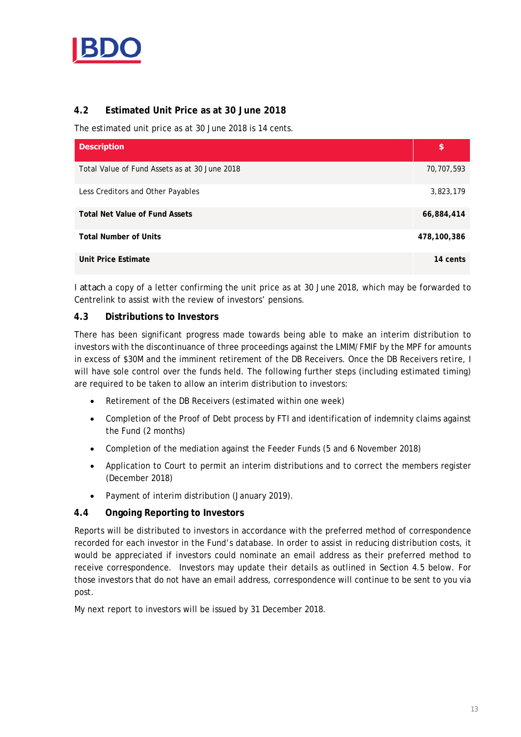## 4.2 Estimated Unit Price as at 30 June 2018

The estimated unit price as at 30 June 2018 is 14 cents.

| Description | $ |
|---|---|
| Total Value of Fund Assets as at 30 June 2018 | 70,707,593 |
| Less Creditors and Other Payables | 3,823,179 |
| **Total Net Value of Fund Assets** | **66,884,414** |
| **Total Number of Units** | **478,100,386** |
| **Unit Price Estimate** | **14 cents** |

I attach a copy of a letter confirming the unit price as at 30 June 2018, which may be forwarded to Centrelink to assist with the review of investors' pensions.

## 4.3 Distributions to Investors

There has been significant progress made towards being able to make an interim distribution to investors with the discontinuance of three proceedings against the LMIM/FMIF by the MPF for amounts in excess of $30M and the imminent retirement of the DB Receivers. Once the DB Receivers retire, I will have sole control over the funds held. The following further steps (including estimated timing) are required to be taken to allow an interim distribution to investors:

- Retirement of the DB Receivers (estimated within one week)
- Completion of the Proof of Debt process by FTI and identification of indemnity claims against the Fund (2 months)
- Completion of the mediation against the Feeder Funds (5 and 6 November 2018)
- Application to Court to permit an interim distributions and to correct the members register (December 2018)
- Payment of interim distribution (January 2019).

## 4.4 Ongoing Reporting to Investors

Reports will be distributed to investors in accordance with the preferred method of correspondence recorded for each investor in the Fund's database. In order to assist in reducing distribution costs, it would be appreciated if investors could nominate an email address as their preferred method to receive correspondence. Investors may update their details as outlined in Section 4.5 below. For those investors that do not have an email address, correspondence will continue to be sent to you via post.

My next report to investors will be issued by 31 December 2018.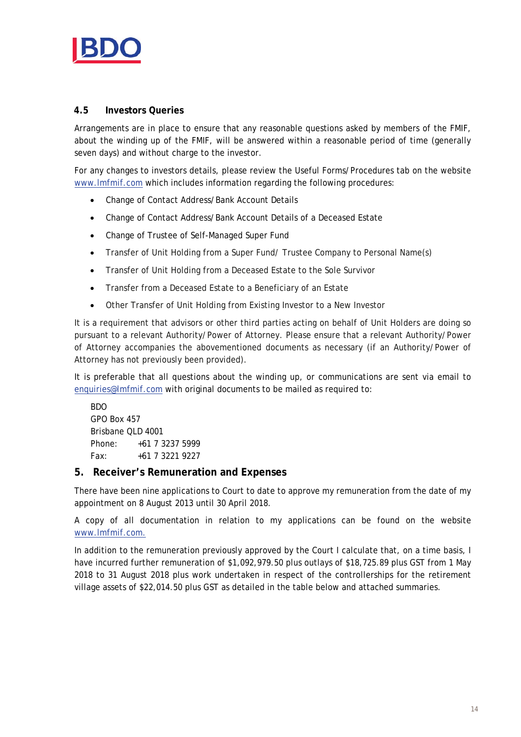### 4.5 Investors Queries

Arrangements are in place to ensure that any reasonable questions asked by members of the FMIF, about the winding up of the FMIF, will be answered within a reasonable period of time (generally seven days) and without charge to the investor.

For any changes to investors details, please review the Useful Forms/Procedures tab on the website www.lmfmif.com which includes information regarding the following procedures:

- Change of Contact Address/Bank Account Details
- Change of Contact Address/Bank Account Details of a Deceased Estate
- Change of Trustee of Self-Managed Super Fund
- Transfer of Unit Holding from a Super Fund/ Trustee Company to Personal Name(s)
- Transfer of Unit Holding from a Deceased Estate to the Sole Survivor
- Transfer from a Deceased Estate to a Beneficiary of an Estate
- Other Transfer of Unit Holding from Existing Investor to a New Investor

It is a requirement that advisors or other third parties acting on behalf of Unit Holders are doing so pursuant to a relevant Authority/Power of Attorney. Please ensure that a relevant Authority/Power of Attorney accompanies the abovementioned documents as necessary (if an Authority/Power of Attorney has not previously been provided).

It is preferable that all questions about the winding up, or communications are sent via email to enquiries@lmfmif.com with original documents to be mailed as required to:

BDO
GPO Box 457
Brisbane QLD 4001
Phone: +61 7 3237 5999
Fax: +61 7 3221 9227

## 5. Receiver's Remuneration and Expenses

There have been nine applications to Court to date to approve my remuneration from the date of my appointment on 8 August 2013 until 30 April 2018.

A copy of all documentation in relation to my applications can be found on the website www.lmfmif.com.

In addition to the remuneration previously approved by the Court I calculate that, on a time basis, I have incurred further remuneration of $1,092,979.50 plus outlays of $18,725.89 plus GST from 1 May 2018 to 31 August 2018 plus work undertaken in respect of the controllerships for the retirement village assets of $22,014.50 plus GST as detailed in the table below and attached summaries.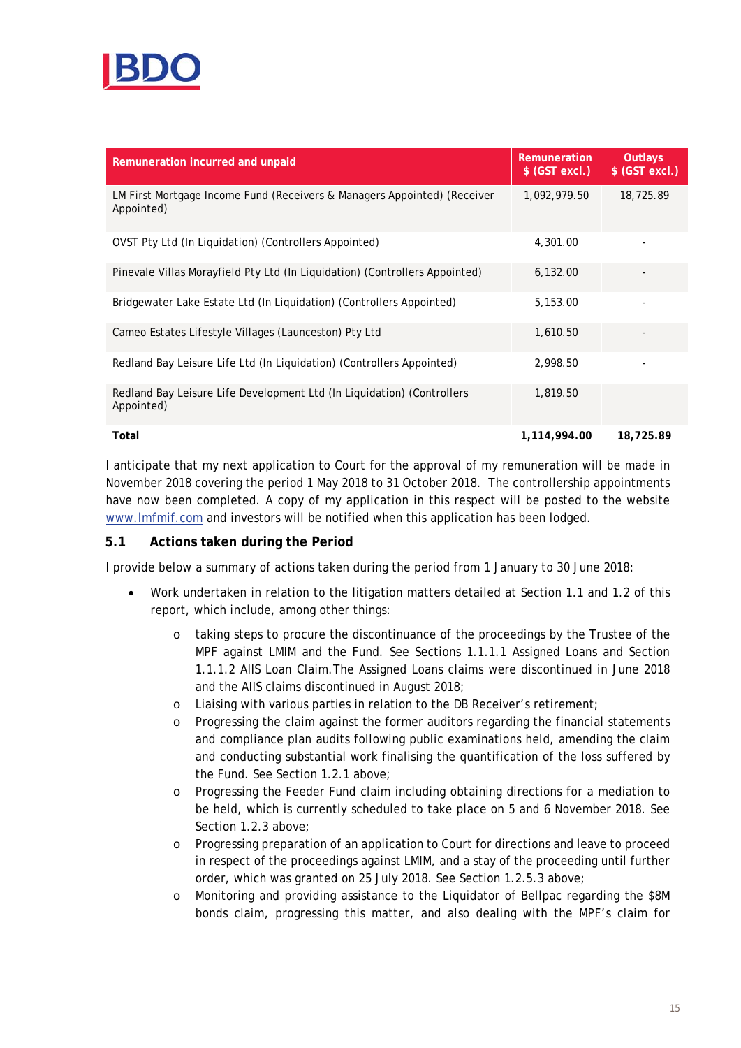| Remuneration incurred and unpaid | Remuneration $ (GST excl.) | Outlays $ (GST excl.) |
|---|---|---|
| LM First Mortgage Income Fund (Receivers & Managers Appointed) (Receiver Appointed) | 1,092,979.50 | 18,725.89 |
| OVST Pty Ltd (In Liquidation) (Controllers Appointed) | 4,301.00 | - |
| Pinevale Villas Morayfield Pty Ltd (In Liquidation) (Controllers Appointed) | 6,132.00 | - |
| Bridgewater Lake Estate Ltd (In Liquidation) (Controllers Appointed) | 5,153.00 | - |
| Cameo Estates Lifestyle Villages (Launceston) Pty Ltd | 1,610.50 | - |
| Redland Bay Leisure Life Ltd (In Liquidation) (Controllers Appointed) | 2,998.50 | - |
| Redland Bay Leisure Life Development Ltd (In Liquidation) (Controllers Appointed) | 1,819.50 | |
| **Total** | **1,114,994.00** | **18,725.89** |

I anticipate that my next application to Court for the approval of my remuneration will be made in November 2018 covering the period 1 May 2018 to 31 October 2018. The controllership appointments have now been completed. A copy of my application in this respect will be posted to the website www.lmfmif.com and investors will be notified when this application has been lodged.

## 5.1 Actions taken during the Period

I provide below a summary of actions taken during the period from 1 January to 30 June 2018:

- Work undertaken in relation to the litigation matters detailed at Section 1.1 and 1.2 of this report, which include, among other things:
  - taking steps to procure the discontinuance of the proceedings by the Trustee of the MPF against LMIM and the Fund. See Sections 1.1.1.1 Assigned Loans and Section 1.1.1.2 AIIS Loan Claim.The Assigned Loans claims were discontinued in June 2018 and the AIIS claims discontinued in August 2018;
  - Liaising with various parties in relation to the DB Receiver's retirement;
  - Progressing the claim against the former auditors regarding the financial statements and compliance plan audits following public examinations held, amending the claim and conducting substantial work finalising the quantification of the loss suffered by the Fund. See Section 1.2.1 above;
  - Progressing the Feeder Fund claim including obtaining directions for a mediation to be held, which is currently scheduled to take place on 5 and 6 November 2018. See Section 1.2.3 above;
  - Progressing preparation of an application to Court for directions and leave to proceed in respect of the proceedings against LMIM, and a stay of the proceeding until further order, which was granted on 25 July 2018. See Section 1.2.5.3 above;
  - Monitoring and providing assistance to the Liquidator of Bellpac regarding the $8M bonds claim, progressing this matter, and also dealing with the MPF's claim for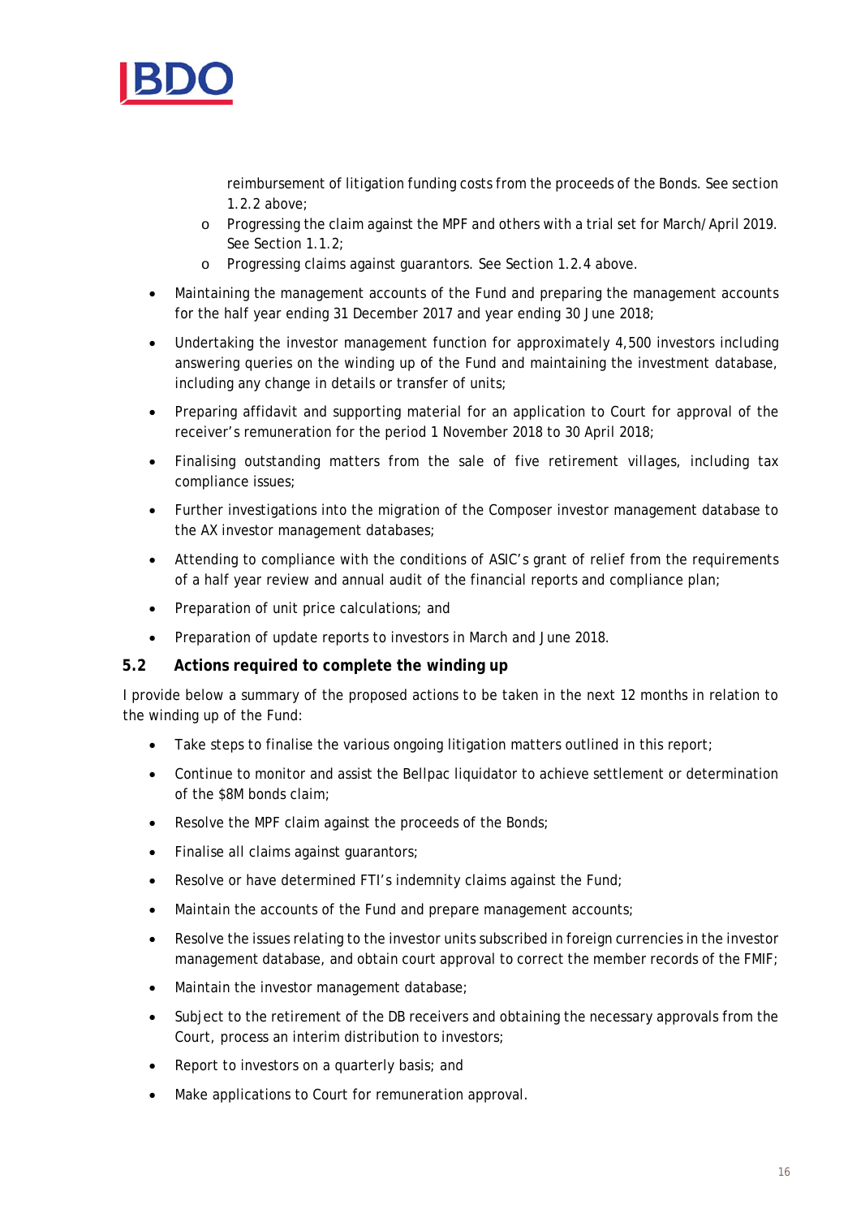- reimbursement of litigation funding costs from the proceeds of the Bonds. See section 1.2.2 above;
  - Progressing the claim against the MPF and others with a trial set for March/April 2019. See Section 1.1.2;
  - Progressing claims against guarantors. See Section 1.2.4 above.

- Maintaining the management accounts of the Fund and preparing the management accounts for the half year ending 31 December 2017 and year ending 30 June 2018;
- Undertaking the investor management function for approximately 4,500 investors including answering queries on the winding up of the Fund and maintaining the investment database, including any change in details or transfer of units;
- Preparing affidavit and supporting material for an application to Court for approval of the receiver's remuneration for the period 1 November 2018 to 30 April 2018;
- Finalising outstanding matters from the sale of five retirement villages, including tax compliance issues;
- Further investigations into the migration of the Composer investor management database to the AX investor management databases;
- Attending to compliance with the conditions of ASIC's grant of relief from the requirements of a half year review and annual audit of the financial reports and compliance plan;
- Preparation of unit price calculations; and
- Preparation of update reports to investors in March and June 2018.

## 5.2 Actions required to complete the winding up

I provide below a summary of the proposed actions to be taken in the next 12 months in relation to the winding up of the Fund:

- Take steps to finalise the various ongoing litigation matters outlined in this report;
- Continue to monitor and assist the Bellpac liquidator to achieve settlement or determination of the $8M bonds claim;
- Resolve the MPF claim against the proceeds of the Bonds;
- Finalise all claims against guarantors;
- Resolve or have determined FTI's indemnity claims against the Fund;
- Maintain the accounts of the Fund and prepare management accounts;
- Resolve the issues relating to the investor units subscribed in foreign currencies in the investor management database, and obtain court approval to correct the member records of the FMIF;
- Maintain the investor management database;
- Subject to the retirement of the DB receivers and obtaining the necessary approvals from the Court, process an interim distribution to investors;
- Report to investors on a quarterly basis; and
- Make applications to Court for remuneration approval.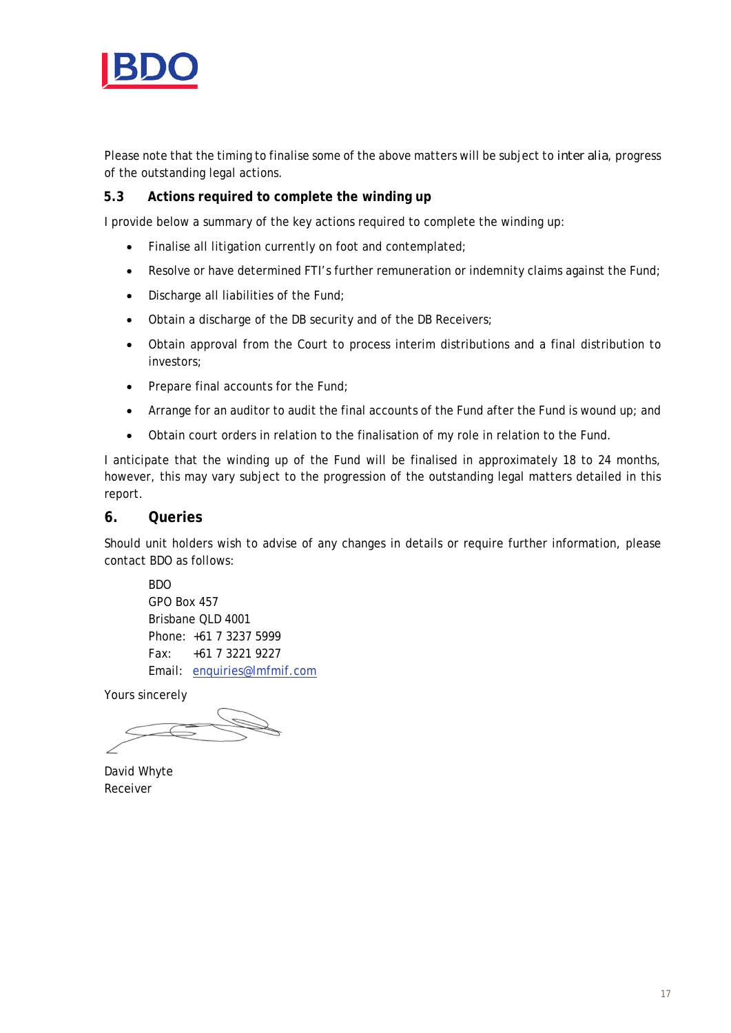Please note that the timing to finalise some of the above matters will be subject to *inter alia*, progress of the outstanding legal actions.

### 5.3 Actions required to complete the winding up

I provide below a summary of the key actions required to complete the winding up:

- Finalise all litigation currently on foot and contemplated;
- Resolve or have determined FTI's further remuneration or indemnity claims against the Fund;
- Discharge all liabilities of the Fund;
- Obtain a discharge of the DB security and of the DB Receivers;
- Obtain approval from the Court to process interim distributions and a final distribution to investors;
- Prepare final accounts for the Fund;
- Arrange for an auditor to audit the final accounts of the Fund after the Fund is wound up; and
- Obtain court orders in relation to the finalisation of my role in relation to the Fund.

I anticipate that the winding up of the Fund will be finalised in approximately 18 to 24 months, however, this may vary subject to the progression of the outstanding legal matters detailed in this report.

## 6. Queries

Should unit holders wish to advise of any changes in details or require further information, please contact BDO as follows:

BDO
GPO Box 457
Brisbane QLD 4001
Phone: +61 7 3237 5999
Fax: +61 7 3221 9227
Email: enquiries@lmfmif.com

Yours sincerely

David Whyte
Receiver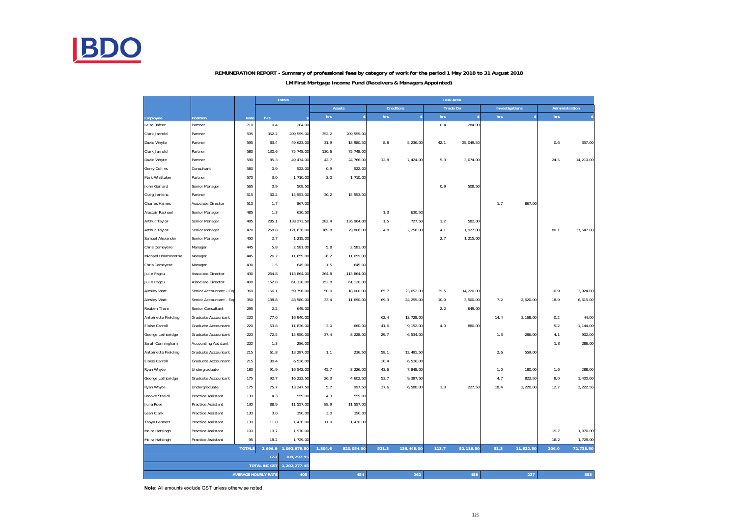**REMUNERATION REPORT - Summary of professional fees by category of work for the period 1 May 2018 to 31 August 2018**

**LM First Mortgage Income Fund (Receivers & Managers Appointed)**

| | | | Totals | | Task Area | | | | | | | | | |
|---|---|---|---|---|---|---|---|---|---|---|---|---|---|---|
| | | | | | Assets | | Creditors | | Trade On | | Investigations | | Administration | |
| Employee | Position | Rate | hrs | $ | hrs | $ | hrs | $ | hrs | $ | hrs | $ | hrs | $ |
| Leisa Rafter | Partner | 710 | 0.4 | 284.00 | | | | | 0.4 | 284.00 | | | | |
| Clark Jarrold | Partner | 595 | 352.2 | 209,559.00 | 352.2 | 209,559.00 | | | | | | | | |
| David Whyte | Partner | 595 | 83.4 | 49,623.00 | 31.9 | 18,980.50 | 8.8 | 5,236.00 | 42.1 | 25,049.50 | | | 0.6 | 357.00 |
| Clark Jarrold | Partner | 580 | 130.6 | 75,748.00 | 130.6 | 75,748.00 | | | | | | | | |
| David Whyte | Partner | 580 | 85.3 | 49,474.00 | 42.7 | 24,766.00 | 12.8 | 7,424.00 | 5.3 | 3,074.00 | | | 24.5 | 14,210.00 |
| Gerry Collins | Consultant | 580 | 0.9 | 522.00 | 0.9 | 522.00 | | | | | | | | |
| Mark Whittaker | Partner | 570 | 3.0 | 1,710.00 | 3.0 | 1,710.00 | | | | | | | | |
| John Garrard | Senior Manager | 565 | 0.9 | 508.50 | | | | | 0.9 | 508.50 | | | | |
| Craig Jenkins | Partner | 515 | 30.2 | 15,553.00 | 30.2 | 15,553.00 | | | | | | | | |
| Charles Haines | Associate Director | 510 | 1.7 | 867.00 | | | | | | | 1.7 | 867.00 | | |
| Alastair Raphael | Senior Manager | 485 | 1.3 | 630.50 | | | 1.3 | 630.50 | | | | | | |
| Arthur Taylor | Senior Manager | 485 | 285.1 | 138,273.50 | 282.4 | 136,964.00 | 1.5 | 727.50 | 1.2 | 582.00 | | | | |
| Arthur Taylor | Senior Manager | 470 | 258.8 | 121,636.00 | 169.8 | 79,806.00 | 4.8 | 2,256.00 | 4.1 | 1,927.00 | | | 80.1 | 37,647.00 |
| Samuel Alexander | Senior Manager | 450 | 2.7 | 1,215.00 | | | | | 2.7 | 1,215.00 | | | | |
| Chris Demeyere | Manager | 445 | 5.8 | 2,581.00 | 5.8 | 2,581.00 | | | | | | | | |
| Michael Dharmaratne | Manager | 445 | 26.2 | 11,659.00 | 26.2 | 11,659.00 | | | | | | | | |
| Chris Demeyere | Manager | 430 | 1.5 | 645.00 | 1.5 | 645.00 | | | | | | | | |
| Julie Pagcu | Associate Director | 430 | 264.8 | 113,864.00 | 264.8 | 113,864.00 | | | | | | | | |
| Julie Pagcu | Associate Director | 400 | 152.8 | 61,120.00 | 152.8 | 61,120.00 | | | | | | | | |
| Ainsley Watt | Senior Accountant - Exp | 360 | 166.1 | 59,796.00 | 50.0 | 18,000.00 | 65.7 | 23,652.00 | 39.5 | 14,220.00 | | | 10.9 | 3,924.00 |
| Ainsley Watt | Senior Accountant - Exp | 350 | 138.8 | 48,580.00 | 33.4 | 11,690.00 | 69.3 | 24,255.00 | 10.0 | 3,500.00 | 7.2 | 2,520.00 | 18.9 | 6,615.00 |
| Reuben Tham | Senior Consultant | 295 | 2.2 | 649.00 | | | | | 2.2 | 649.00 | | | | |
| Antoinette Fielding | Graduate Accountant | 220 | 77.0 | 16,940.00 | | | 62.4 | 13,728.00 | | | 14.4 | 3,168.00 | 0.2 | 44.00 |
| Eloise Carroll | Graduate Accountant | 220 | 53.8 | 11,836.00 | 3.0 | 660.00 | 41.6 | 9,152.00 | 4.0 | 880.00 | | | 5.2 | 1,144.00 |
| George Lethbridge | Graduate Accountant | 220 | 72.5 | 15,950.00 | 37.4 | 8,228.00 | 29.7 | 6,534.00 | | | 1.3 | 286.00 | 4.1 | 902.00 |
| Sarah Cunningham | Accounting Assistant | 220 | 1.3 | 286.00 | | | | | | | | | 1.3 | 286.00 |
| Antoinette Fielding | Graduate Accountant | 215 | 61.8 | 13,287.00 | 1.1 | 236.50 | 58.1 | 12,491.50 | | | 2.6 | 559.00 | | |
| Eloise Carroll | Graduate Accountant | 215 | 30.4 | 6,536.00 | | | 30.4 | 6,536.00 | | | | | | |
| Ryan Whyte | Undergraduate | 180 | 91.9 | 16,542.00 | 45.7 | 8,226.00 | 43.6 | 7,848.00 | | | 1.0 | 180.00 | 1.6 | 288.00 |
| George Lethbridge | Graduate Accountant | 175 | 92.7 | 16,222.50 | 26.3 | 4,602.50 | 53.7 | 9,397.50 | | | 4.7 | 822.50 | 8.0 | 1,400.00 |
| Ryan Whyte | Undergraduate | 175 | 75.7 | 13,247.50 | 5.7 | 997.50 | 37.6 | 6,580.00 | 1.3 | 227.50 | 18.4 | 3,220.00 | 12.7 | 2,222.50 |
| Brooke Streidl | Practice Assistant | 130 | 4.3 | 559.00 | 4.3 | 559.00 | | | | | | | | |
| Julia Rose | Practice Assistant | 130 | 88.9 | 11,557.00 | 88.9 | 11,557.00 | | | | | | | | |
| Leah Clark | Practice Assistant | 130 | 3.0 | 390.00 | 3.0 | 390.00 | | | | | | | | |
| Tanya Bennett | Practice Assistant | 130 | 11.0 | 1,430.00 | 11.0 | 1,430.00 | | | | | | | | |
| Moira Hattingh | Practice Assistant | 100 | 19.7 | 1,970.00 | | | | | | | | | 19.7 | 1,970.00 |
| Moira Hattingh | Practice Assistant | 95 | 18.2 | 1,729.00 | | | | | | | | | 18.2 | 1,729.00 |
| | | TOTALS | 2,696.9 | 1,092,979.50 | 1,804.6 | 820,054.00 | 521.3 | 136,448.00 | 113.7 | 52,116.50 | 51.3 | 11,622.50 | 206.0 | 72,738.50 |
| | | | GST | 109,297.95 | | | | | | | | | | |
| | | | TOTAL INC GST | 1,202,277.45 | | | | | | | | | | |
| | | AVERAGE HOURLY RATE | | 405 | | 454 | | 262 | | 458 | | 227 | | 353 |

**Note:** All amounts exclude GST unless otherwise noted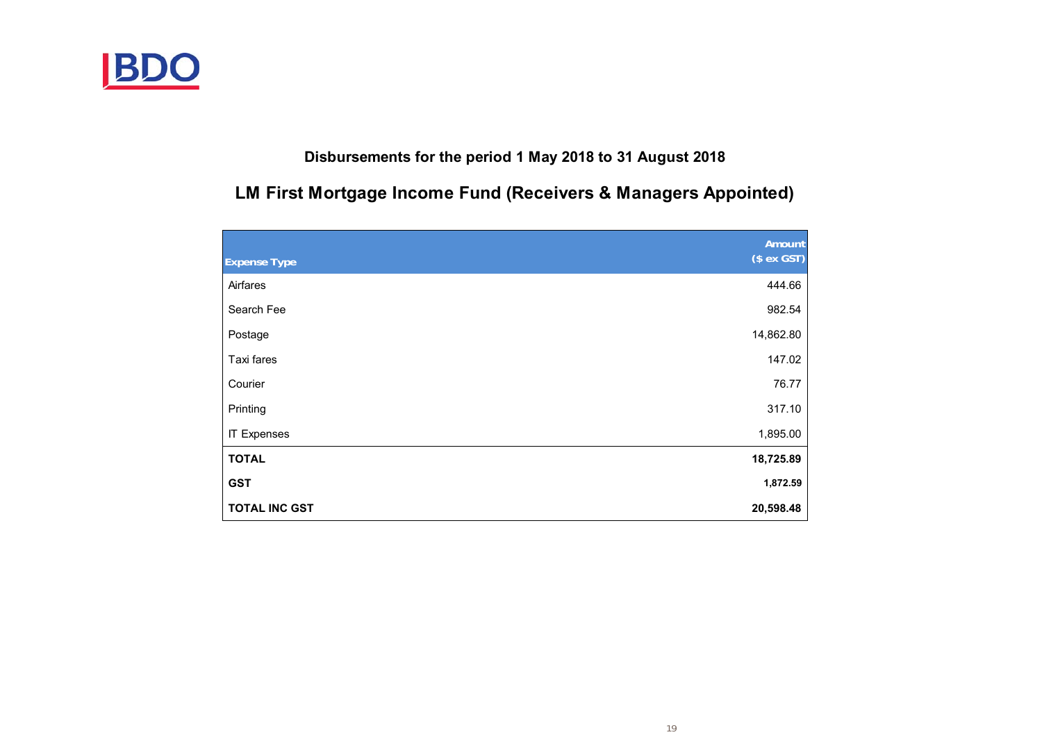## Disbursements for the period 1 May 2018 to 31 August 2018

## LM First Mortgage Income Fund (Receivers & Managers Appointed)

| Expense Type | Amount ($ ex GST) |
|---|---|
| Airfares | 444.66 |
| Search Fee | 982.54 |
| Postage | 14,862.80 |
| Taxi fares | 147.02 |
| Courier | 76.77 |
| Printing | 317.10 |
| IT Expenses | 1,895.00 |
| **TOTAL** | **18,725.89** |
| **GST** | **1,872.59** |
| **TOTAL INC GST** | **20,598.48** |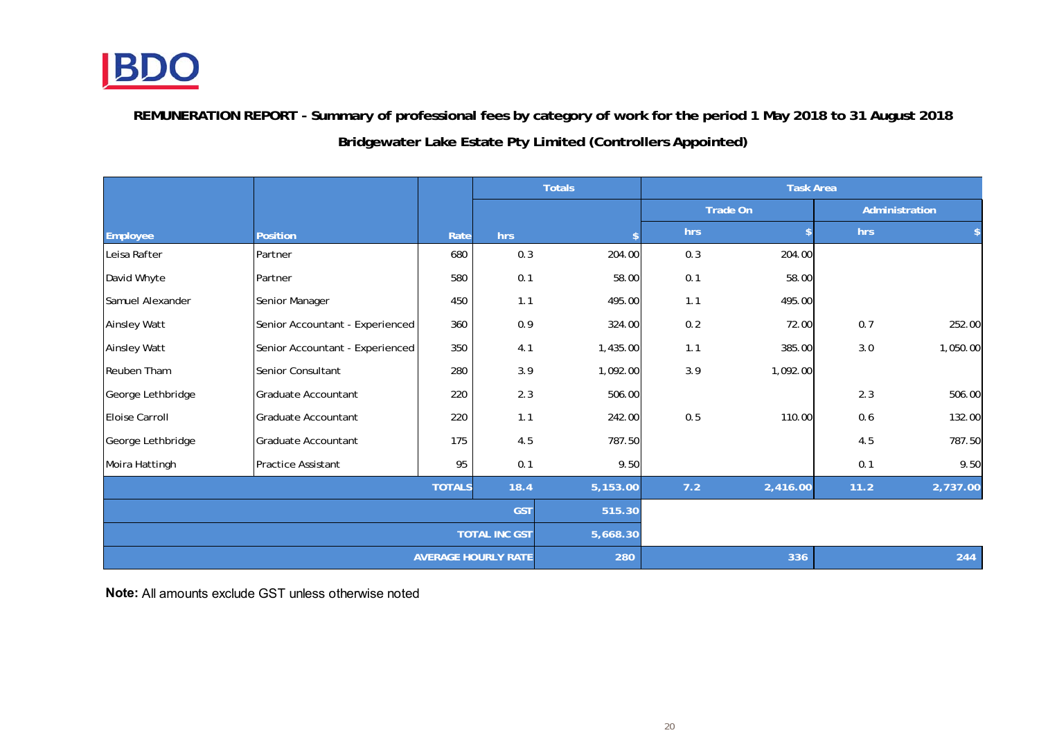**REMUNERATION REPORT - Summary of professional fees by category of work for the period 1 May 2018 to 31 August 2018**

**Bridgewater Lake Estate Pty Limited (Controllers Appointed)**

| | | | Totals | | Task Area | | | |
|---|---|---|---|---|---|---|---|---|
| | | | | | Trade On | | Administration | |
| Employee | Position | Rate | hrs | $ | hrs | $ | hrs | $ |
| Leisa Rafter | Partner | 680 | 0.3 | 204.00 | 0.3 | 204.00 | | |
| David Whyte | Partner | 580 | 0.1 | 58.00 | 0.1 | 58.00 | | |
| Samuel Alexander | Senior Manager | 450 | 1.1 | 495.00 | 1.1 | 495.00 | | |
| Ainsley Watt | Senior Accountant - Experienced | 360 | 0.9 | 324.00 | 0.2 | 72.00 | 0.7 | 252.00 |
| Ainsley Watt | Senior Accountant - Experienced | 350 | 4.1 | 1,435.00 | 1.1 | 385.00 | 3.0 | 1,050.00 |
| Reuben Tham | Senior Consultant | 280 | 3.9 | 1,092.00 | 3.9 | 1,092.00 | | |
| George Lethbridge | Graduate Accountant | 220 | 2.3 | 506.00 | | | 2.3 | 506.00 |
| Eloise Carroll | Graduate Accountant | 220 | 1.1 | 242.00 | 0.5 | 110.00 | 0.6 | 132.00 |
| George Lethbridge | Graduate Accountant | 175 | 4.5 | 787.50 | | | 4.5 | 787.50 |
| Moira Hattingh | Practice Assistant | 95 | 0.1 | 9.50 | | | 0.1 | 9.50 |
| | | **TOTALS** | **18.4** | **5,153.00** | **7.2** | **2,416.00** | **11.2** | **2,737.00** |
| | | | **GST** | **515.30** | | | | |
| | | | **TOTAL INC GST** | **5,668.30** | | | | |
| | | | **AVERAGE HOURLY RATE** | **280** | | **336** | | **244** |

**Note:** All amounts exclude GST unless otherwise noted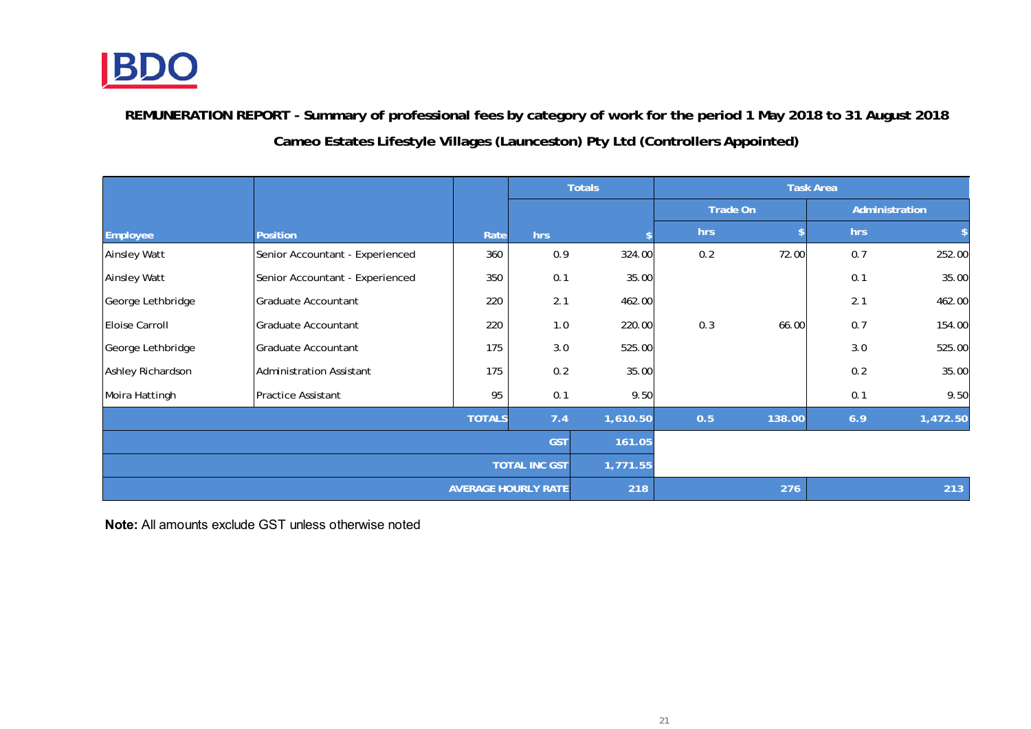BDO

**REMUNERATION REPORT - Summary of professional fees by category of work for the period 1 May 2018 to 31 August 2018**

**Cameo Estates Lifestyle Villages (Launceston) Pty Ltd (Controllers Appointed)**

| | | | Totals | | Task Area | | | |
|---|---|---|---|---|---|---|---|---|
| | | | | | Trade On | | Administration | |
| Employee | Position | Rate | hrs | $ | hrs | $ | hrs | $ |
| Ainsley Watt | Senior Accountant - Experienced | 360 | 0.9 | 324.00 | 0.2 | 72.00 | 0.7 | 252.00 |
| Ainsley Watt | Senior Accountant - Experienced | 350 | 0.1 | 35.00 | | | 0.1 | 35.00 |
| George Lethbridge | Graduate Accountant | 220 | 2.1 | 462.00 | | | 2.1 | 462.00 |
| Eloise Carroll | Graduate Accountant | 220 | 1.0 | 220.00 | 0.3 | 66.00 | 0.7 | 154.00 |
| George Lethbridge | Graduate Accountant | 175 | 3.0 | 525.00 | | | 3.0 | 525.00 |
| Ashley Richardson | Administration Assistant | 175 | 0.2 | 35.00 | | | 0.2 | 35.00 |
| Moira Hattingh | Practice Assistant | 95 | 0.1 | 9.50 | | | 0.1 | 9.50 |
| | | TOTALS | 7.4 | 1,610.50 | 0.5 | 138.00 | 6.9 | 1,472.50 |
| | | | GST | 161.05 | | | | |
| | | | TOTAL INC GST | 1,771.55 | | | | |
| | | | AVERAGE HOURLY RATE | 218 | | 276 | | 213 |

**Note:** All amounts exclude GST unless otherwise noted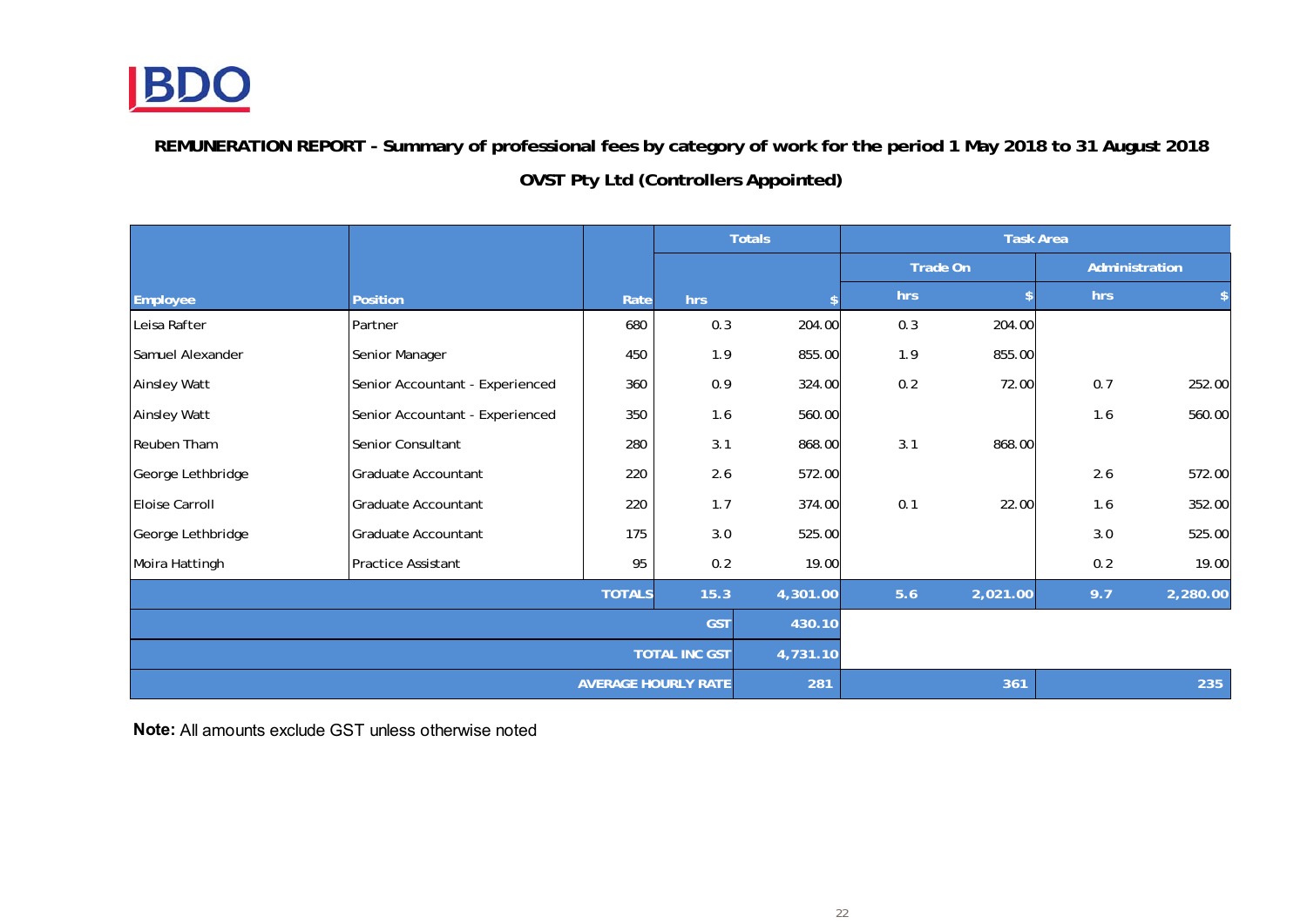**REMUNERATION REPORT - Summary of professional fees by category of work for the period 1 May 2018 to 31 August 2018**

**OVST Pty Ltd (Controllers Appointed)**

| | | | Totals | | Task Area | | | |
|---|---|---|---|---|---|---|---|---|
| | | | | | Trade On | | Administration | |
| Employee | Position | Rate | hrs | $ | hrs | $ | hrs | $ |
| Leisa Rafter | Partner | 680 | 0.3 | 204.00 | 0.3 | 204.00 | | |
| Samuel Alexander | Senior Manager | 450 | 1.9 | 855.00 | 1.9 | 855.00 | | |
| Ainsley Watt | Senior Accountant - Experienced | 360 | 0.9 | 324.00 | 0.2 | 72.00 | 0.7 | 252.00 |
| Ainsley Watt | Senior Accountant - Experienced | 350 | 1.6 | 560.00 | | | 1.6 | 560.00 |
| Reuben Tham | Senior Consultant | 280 | 3.1 | 868.00 | 3.1 | 868.00 | | |
| George Lethbridge | Graduate Accountant | 220 | 2.6 | 572.00 | | | 2.6 | 572.00 |
| Eloise Carroll | Graduate Accountant | 220 | 1.7 | 374.00 | 0.1 | 22.00 | 1.6 | 352.00 |
| George Lethbridge | Graduate Accountant | 175 | 3.0 | 525.00 | | | 3.0 | 525.00 |
| Moira Hattingh | Practice Assistant | 95 | 0.2 | 19.00 | | | 0.2 | 19.00 |
| | | **TOTALS** | **15.3** | **4,301.00** | **5.6** | **2,021.00** | **9.7** | **2,280.00** |
| | | | **GST** | **430.10** | | | | |
| | | | **TOTAL INC GST** | **4,731.10** | | | | |
| | | | **AVERAGE HOURLY RATE** | **281** | | **361** | | **235** |

**Note:** All amounts exclude GST unless otherwise noted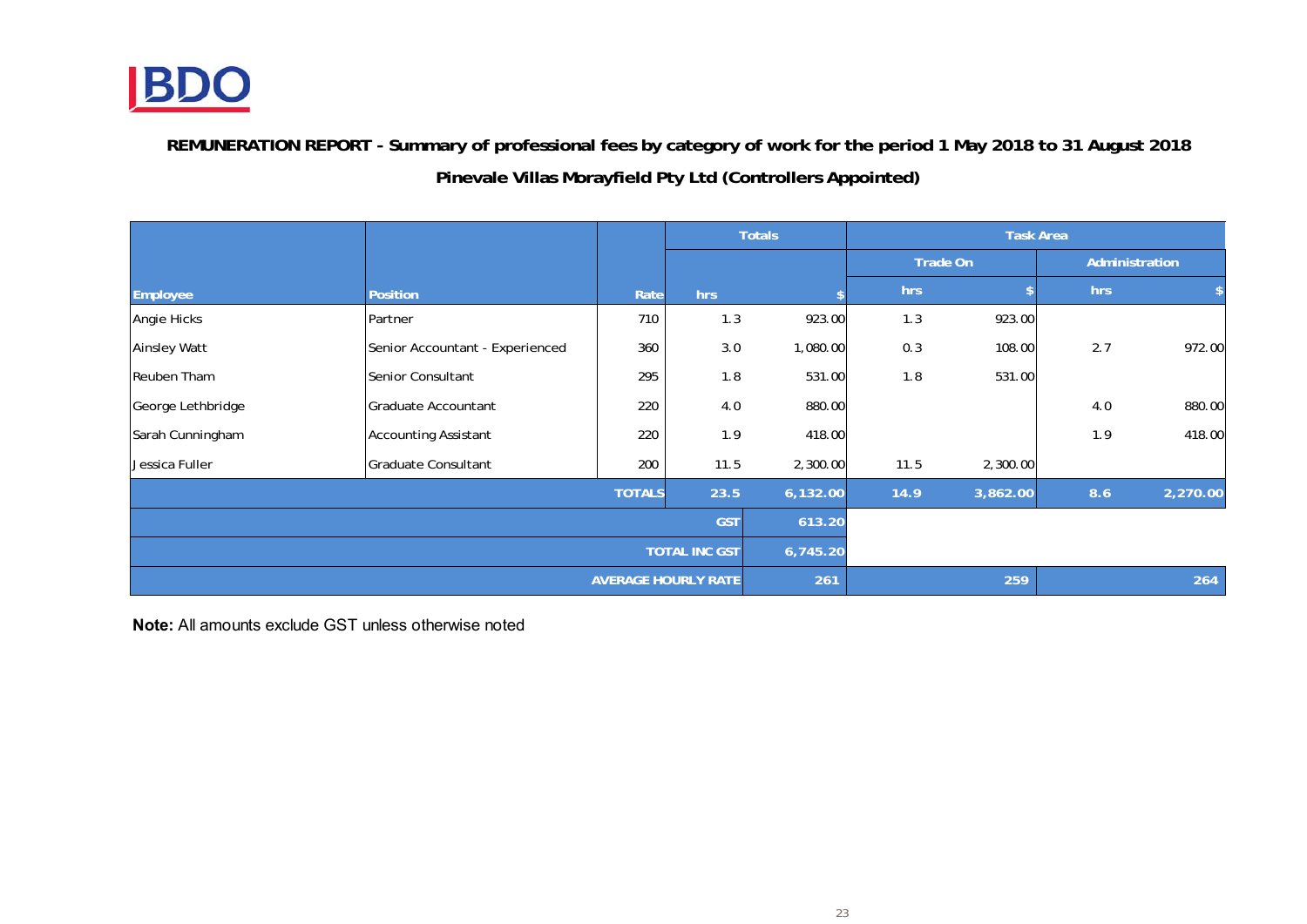**REMUNERATION REPORT - Summary of professional fees by category of work for the period 1 May 2018 to 31 August 2018**

**Pinevale Villas Morayfield Pty Ltd (Controllers Appointed)**

| | | | Totals | | Task Area | | | |
|---|---|---|---|---|---|---|---|---|
| | | | | | Trade On | | Administration | |
| Employee | Position | Rate | hrs | $ | hrs | $ | hrs | $ |
| Angie Hicks | Partner | 710 | 1.3 | 923.00 | 1.3 | 923.00 | | |
| Ainsley Watt | Senior Accountant - Experienced | 360 | 3.0 | 1,080.00 | 0.3 | 108.00 | 2.7 | 972.00 |
| Reuben Tham | Senior Consultant | 295 | 1.8 | 531.00 | 1.8 | 531.00 | | |
| George Lethbridge | Graduate Accountant | 220 | 4.0 | 880.00 | | | 4.0 | 880.00 |
| Sarah Cunningham | Accounting Assistant | 220 | 1.9 | 418.00 | | | 1.9 | 418.00 |
| Jessica Fuller | Graduate Consultant | 200 | 11.5 | 2,300.00 | 11.5 | 2,300.00 | | |
| | | **TOTALS** | **23.5** | **6,132.00** | **14.9** | **3,862.00** | **8.6** | **2,270.00** |
| | | | **GST** | **613.20** | | | | |
| | | | **TOTAL INC GST** | **6,745.20** | | | | |
| | | | **AVERAGE HOURLY RATE** | **261** | | **259** | | **264** |

**Note:** All amounts exclude GST unless otherwise noted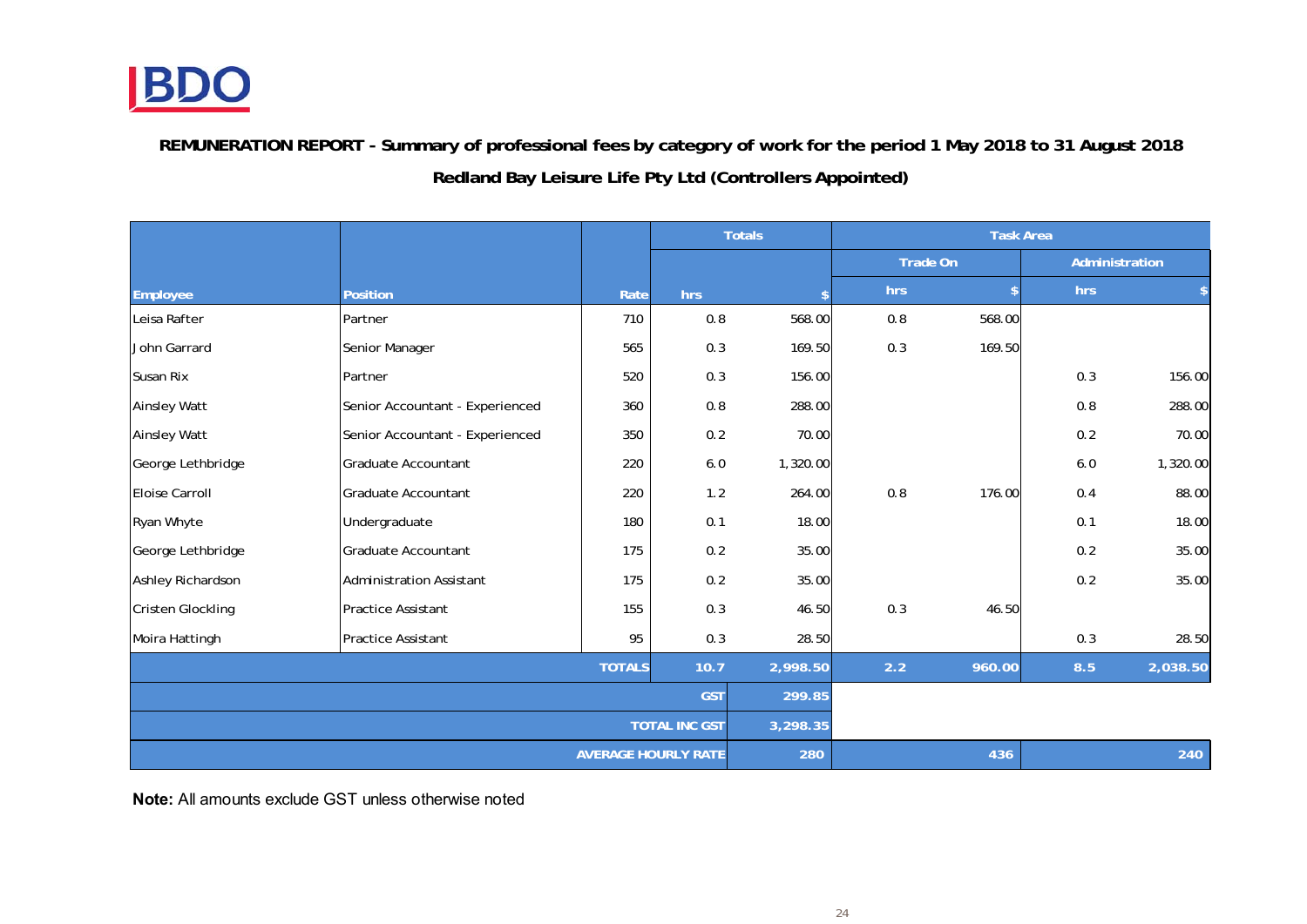**REMUNERATION REPORT - Summary of professional fees by category of work for the period 1 May 2018 to 31 August 2018**

**Redland Bay Leisure Life Pty Ltd (Controllers Appointed)**

| | | | Totals | | Task Area | | | |
|---|---|---|---|---|---|---|---|---|
| | | | | | Trade On | | Administration | |
| Employee | Position | Rate | hrs | $ | hrs | $ | hrs | $ |
| Leisa Rafter | Partner | 710 | 0.8 | 568.00 | 0.8 | 568.00 | | |
| John Garrard | Senior Manager | 565 | 0.3 | 169.50 | 0.3 | 169.50 | | |
| Susan Rix | Partner | 520 | 0.3 | 156.00 | | | 0.3 | 156.00 |
| Ainsley Watt | Senior Accountant - Experienced | 360 | 0.8 | 288.00 | | | 0.8 | 288.00 |
| Ainsley Watt | Senior Accountant - Experienced | 350 | 0.2 | 70.00 | | | 0.2 | 70.00 |
| George Lethbridge | Graduate Accountant | 220 | 6.0 | 1,320.00 | | | 6.0 | 1,320.00 |
| Eloise Carroll | Graduate Accountant | 220 | 1.2 | 264.00 | 0.8 | 176.00 | 0.4 | 88.00 |
| Ryan Whyte | Undergraduate | 180 | 0.1 | 18.00 | | | 0.1 | 18.00 |
| George Lethbridge | Graduate Accountant | 175 | 0.2 | 35.00 | | | 0.2 | 35.00 |
| Ashley Richardson | Administration Assistant | 175 | 0.2 | 35.00 | | | 0.2 | 35.00 |
| Cristen Glockling | Practice Assistant | 155 | 0.3 | 46.50 | 0.3 | 46.50 | | |
| Moira Hattingh | Practice Assistant | 95 | 0.3 | 28.50 | | | 0.3 | 28.50 |
| | | **TOTALS** | **10.7** | **2,998.50** | **2.2** | **960.00** | **8.5** | **2,038.50** |
| | | | **GST** | **299.85** | | | | |
| | | | **TOTAL INC GST** | **3,298.35** | | | | |
| | | | **AVERAGE HOURLY RATE** | **280** | | **436** | | **240** |

**Note:** All amounts exclude GST unless otherwise noted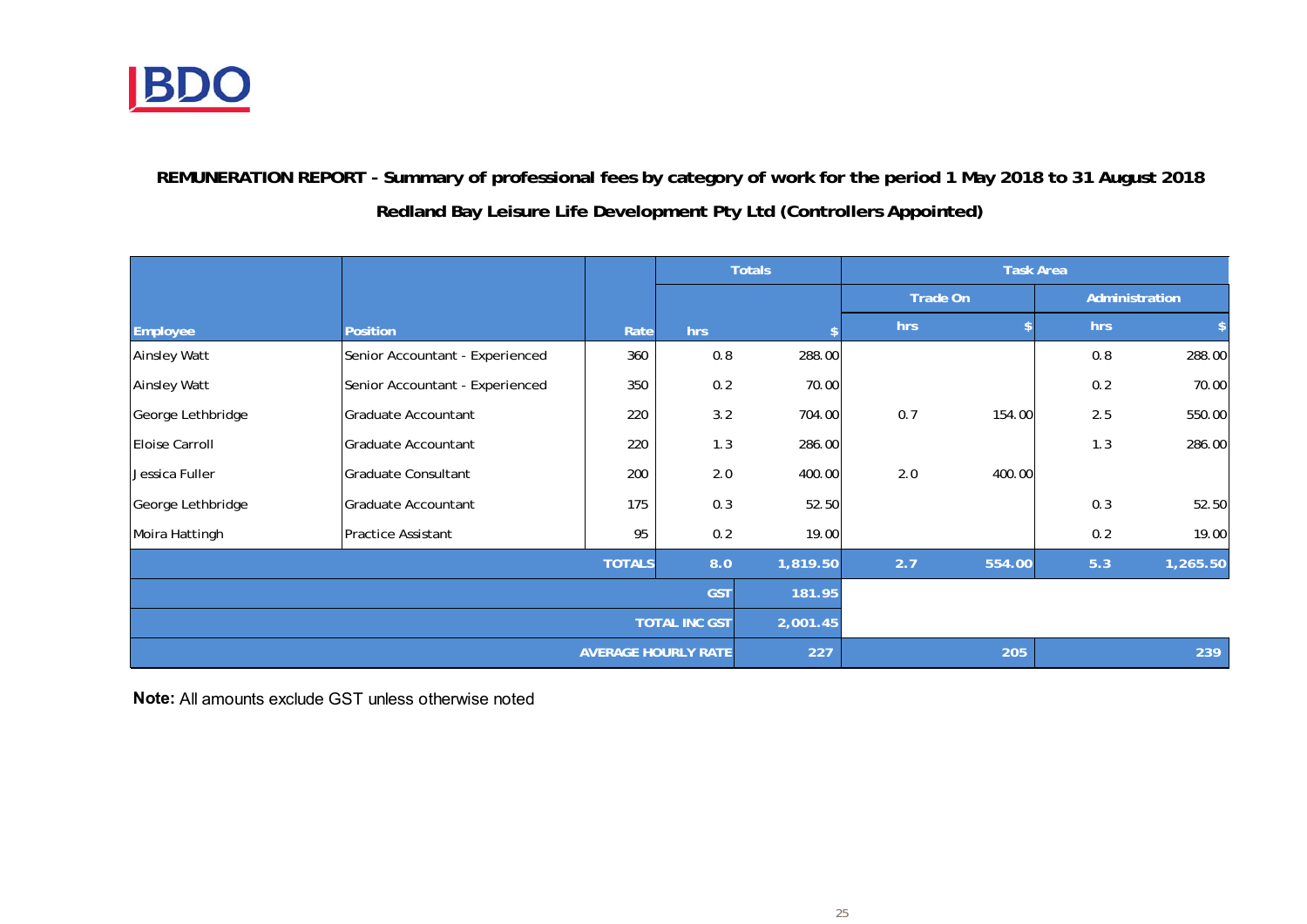**REMUNERATION REPORT - Summary of professional fees by category of work for the period 1 May 2018 to 31 August 2018**

**Redland Bay Leisure Life Development Pty Ltd (Controllers Appointed)**

| | | | Totals | | Task Area | | | |
|---|---|---|---|---|---|---|---|---|
| | | | | | Trade On | | Administration | |
| Employee | Position | Rate | hrs | $ | hrs | $ | hrs | $ |
| Ainsley Watt | Senior Accountant - Experienced | 360 | 0.8 | 288.00 | | | 0.8 | 288.00 |
| Ainsley Watt | Senior Accountant - Experienced | 350 | 0.2 | 70.00 | | | 0.2 | 70.00 |
| George Lethbridge | Graduate Accountant | 220 | 3.2 | 704.00 | 0.7 | 154.00 | 2.5 | 550.00 |
| Eloise Carroll | Graduate Accountant | 220 | 1.3 | 286.00 | | | 1.3 | 286.00 |
| Jessica Fuller | Graduate Consultant | 200 | 2.0 | 400.00 | 2.0 | 400.00 | | |
| George Lethbridge | Graduate Accountant | 175 | 0.3 | 52.50 | | | 0.3 | 52.50 |
| Moira Hattingh | Practice Assistant | 95 | 0.2 | 19.00 | | | 0.2 | 19.00 |
| | | TOTALS | 8.0 | 1,819.50 | 2.7 | 554.00 | 5.3 | 1,265.50 |
| | | | GST | 181.95 | | | | |
| | | | TOTAL INC GST | 2,001.45 | | | | |
| | | | AVERAGE HOURLY RATE | 227 | | 205 | | 239 |

**Note:** All amounts exclude GST unless otherwise noted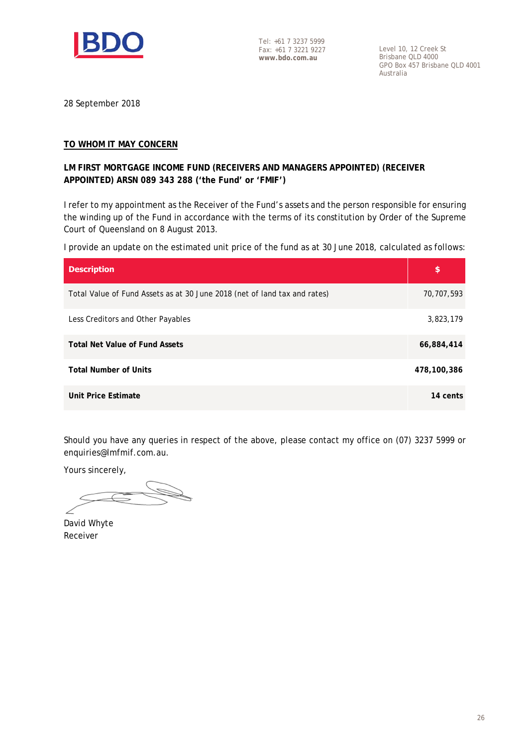BDO

Tel: +61 7 3237 5999
Fax: +61 7 3221 9227
**www.bdo.com.au**

Level 10, 12 Creek St
Brisbane QLD 4000
GPO Box 457 Brisbane QLD 4001
Australia

28 September 2018

**TO WHOM IT MAY CONCERN**

**LM FIRST MORTGAGE INCOME FUND (RECEIVERS AND MANAGERS APPOINTED) (RECEIVER APPOINTED) ARSN 089 343 288 ('the Fund' or 'FMIF')**

I refer to my appointment as the Receiver of the Fund's assets and the person responsible for ensuring the winding up of the Fund in accordance with the terms of its constitution by Order of the Supreme Court of Queensland on 8 August 2013.

I provide an update on the estimated unit price of the fund as at 30 June 2018, calculated as follows:

| Description | $ |
|---|---|
| Total Value of Fund Assets as at 30 June 2018 (net of land tax and rates) | 70,707,593 |
| Less Creditors and Other Payables | 3,823,179 |
| **Total Net Value of Fund Assets** | **66,884,414** |
| **Total Number of Units** | **478,100,386** |
| **Unit Price Estimate** | **14 cents** |

Should you have any queries in respect of the above, please contact my office on (07) 3237 5999 or enquiries@lmfmif.com.au.

Yours sincerely,

David Whyte
Receiver